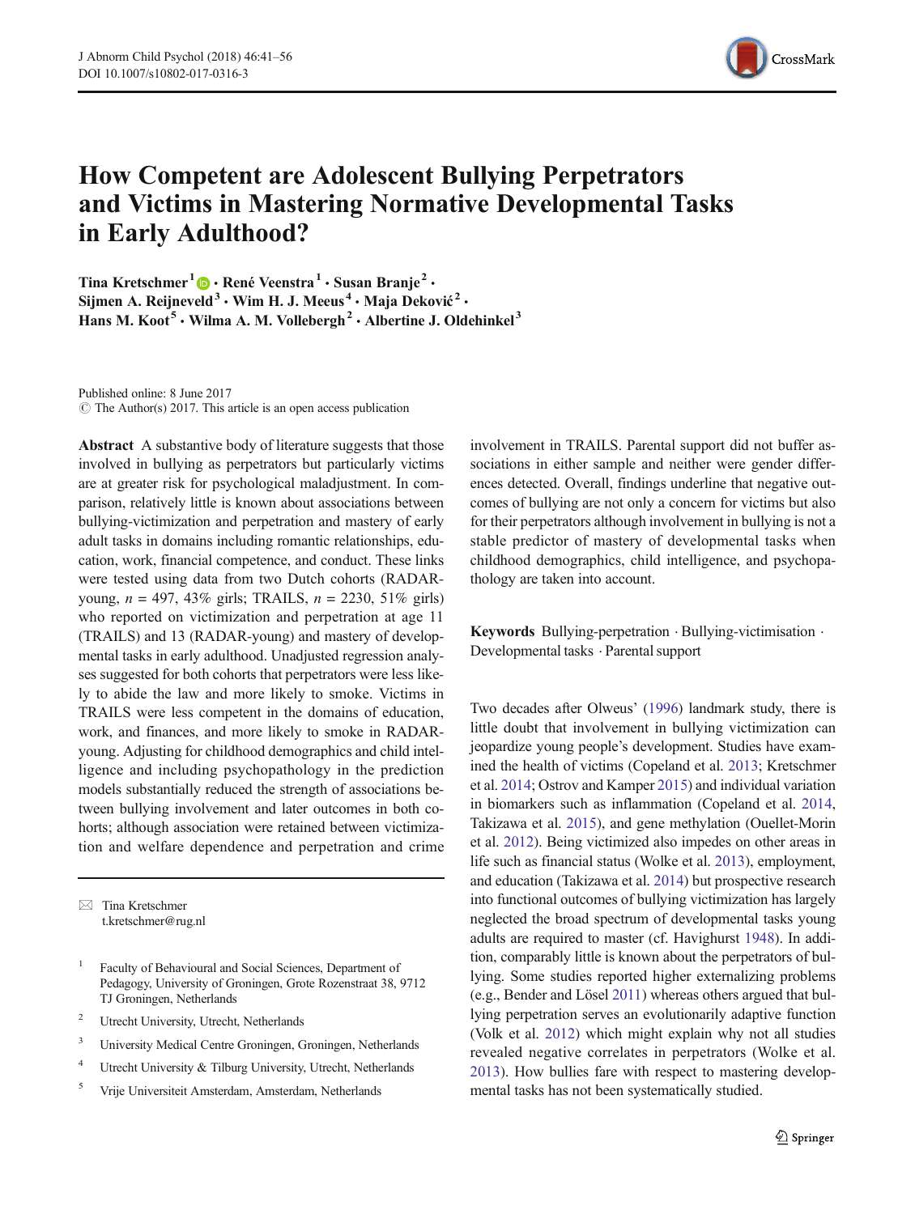# How Competent are Adolescent Bullying Perpetrators and Victims in Mastering Normative Developmental Tasks in Early Adulthood?

**Tina Kretschmer**[1] · **René Veenstra**[1] · **Susan Branje**[2] · **Sijmen A. Reijneveld**[3] · **Wim H. J. Meeus**[4] · **Maja Deković**[2] · **Hans M. Koot**[5] · **Wilma A. M. Vollebergh**[2] · **Albertine J. Oldehinkel**[3]

Published online: 8 June 2017
© The Author(s) 2017. This article is an open access publication

**Abstract** A substantive body of literature suggests that those involved in bullying as perpetrators but particularly victims are at greater risk for psychological maladjustment. In comparison, relatively little is known about associations between bullying-victimization and perpetration and mastery of early adult tasks in domains including romantic relationships, education, work, financial competence, and conduct. These links were tested using data from two Dutch cohorts (RADAR-young, $n = 497$, 43% girls; TRAILS, $n = 2230$, 51% girls) who reported on victimization and perpetration at age 11 (TRAILS) and 13 (RADAR-young) and mastery of developmental tasks in early adulthood. Unadjusted regression analyses suggested for both cohorts that perpetrators were less likely to abide the law and more likely to smoke. Victims in TRAILS were less competent in the domains of education, work, and finances, and more likely to smoke in RADAR-young. Adjusting for childhood demographics and child intelligence and including psychopathology in the prediction models substantially reduced the strength of associations between bullying involvement and later outcomes in both cohorts; although association were retained between victimization and welfare dependence and perpetration and crime involvement in TRAILS. Parental support did not buffer associations in either sample and neither were gender differences detected. Overall, findings underline that negative outcomes of bullying are not only a concern for victims but also for their perpetrators although involvement in bullying is not a stable predictor of mastery of developmental tasks when childhood demographics, child intelligence, and psychopathology are taken into account.

**Keywords** Bullying-perpetration · Bullying-victimisation · Developmental tasks · Parental support

Two decades after Olweus' (1996) landmark study, there is little doubt that involvement in bullying victimization can jeopardize young people's development. Studies have examined the health of victims (Copeland et al. 2013; Kretschmer et al. 2014; Ostrov and Kamper 2015) and individual variation in biomarkers such as inflammation (Copeland et al. 2014, Takizawa et al. 2015), and gene methylation (Ouellet-Morin et al. 2012). Being victimized also impedes on other areas in life such as financial status (Wolke et al. 2013), employment, and education (Takizawa et al. 2014) but prospective research into functional outcomes of bullying victimization has largely neglected the broad spectrum of developmental tasks young adults are required to master (cf. Havighurst 1948). In addition, comparably little is known about the perpetrators of bullying. Some studies reported higher externalizing problems (e.g., Bender and Lösel 2011) whereas others argued that bullying perpetration serves an evolutionarily adaptive function (Volk et al. 2012) which might explain why not all studies revealed negative correlates in perpetrators (Wolke et al. 2013). How bullies fare with respect to mastering developmental tasks has not been systematically studied.

---

✉ Tina Kretschmer
t.kretschmer@rug.nl

[1] Faculty of Behavioural and Social Sciences, Department of Pedagogy, University of Groningen, Grote Rozenstraat 38, 9712 TJ Groningen, Netherlands

[2] Utrecht University, Utrecht, Netherlands

[3] University Medical Centre Groningen, Groningen, Netherlands

[4] Utrecht University & Tilburg University, Utrecht, Netherlands

[5] Vrije Universiteit Amsterdam, Amsterdam, Netherlands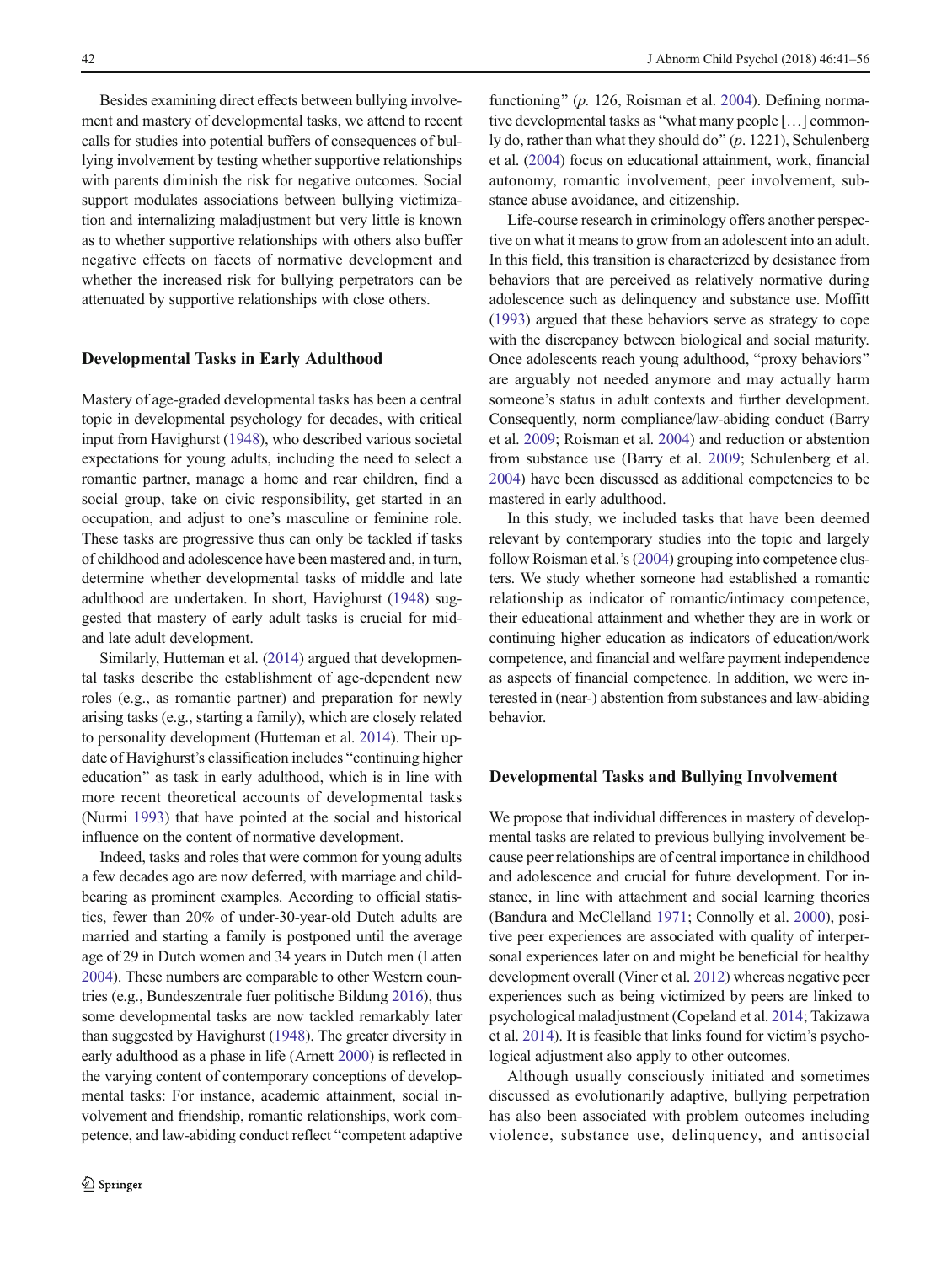Besides examining direct effects between bullying involvement and mastery of developmental tasks, we attend to recent calls for studies into potential buffers of consequences of bullying involvement by testing whether supportive relationships with parents diminish the risk for negative outcomes. Social support modulates associations between bullying victimization and internalizing maladjustment but very little is known as to whether supportive relationships with others also buffer negative effects on facets of normative development and whether the increased risk for bullying perpetrators can be attenuated by supportive relationships with close others.

## Developmental Tasks in Early Adulthood

Mastery of age-graded developmental tasks has been a central topic in developmental psychology for decades, with critical input from Havighurst (1948), who described various societal expectations for young adults, including the need to select a romantic partner, manage a home and rear children, find a social group, take on civic responsibility, get started in an occupation, and adjust to one's masculine or feminine role. These tasks are progressive thus can only be tackled if tasks of childhood and adolescence have been mastered and, in turn, determine whether developmental tasks of middle and late adulthood are undertaken. In short, Havighurst (1948) suggested that mastery of early adult tasks is crucial for mid- and late adult development.

Similarly, Hutteman et al. (2014) argued that developmental tasks describe the establishment of age-dependent new roles (e.g., as romantic partner) and preparation for newly arising tasks (e.g., starting a family), which are closely related to personality development (Hutteman et al. 2014). Their update of Havighurst's classification includes "continuing higher education" as task in early adulthood, which is in line with more recent theoretical accounts of developmental tasks (Nurmi 1993) that have pointed at the social and historical influence on the content of normative development.

Indeed, tasks and roles that were common for young adults a few decades ago are now deferred, with marriage and child-bearing as prominent examples. According to official statistics, fewer than 20% of under-30-year-old Dutch adults are married and starting a family is postponed until the average age of 29 in Dutch women and 34 years in Dutch men (Latten 2004). These numbers are comparable to other Western countries (e.g., Bundeszentrale fuer politische Bildung 2016), thus some developmental tasks are now tackled remarkably later than suggested by Havighurst (1948). The greater diversity in early adulthood as a phase in life (Arnett 2000) is reflected in the varying content of contemporary conceptions of developmental tasks: For instance, academic attainment, social involvement and friendship, romantic relationships, work competence, and law-abiding conduct reflect "competent adaptive functioning" (*p.* 126, Roisman et al. 2004). Defining normative developmental tasks as "what many people […] commonly do, rather than what they should do" (*p.* 1221), Schulenberg et al. (2004) focus on educational attainment, work, financial autonomy, romantic involvement, peer involvement, substance abuse avoidance, and citizenship.

Life-course research in criminology offers another perspective on what it means to grow from an adolescent into an adult. In this field, this transition is characterized by desistance from behaviors that are perceived as relatively normative during adolescence such as delinquency and substance use. Moffitt (1993) argued that these behaviors serve as strategy to cope with the discrepancy between biological and social maturity. Once adolescents reach young adulthood, "proxy behaviors" are arguably not needed anymore and may actually harm someone's status in adult contexts and further development. Consequently, norm compliance/law-abiding conduct (Barry et al. 2009; Roisman et al. 2004) and reduction or abstention from substance use (Barry et al. 2009; Schulenberg et al. 2004) have been discussed as additional competencies to be mastered in early adulthood.

In this study, we included tasks that have been deemed relevant by contemporary studies into the topic and largely follow Roisman et al.'s (2004) grouping into competence clusters. We study whether someone had established a romantic relationship as indicator of romantic/intimacy competence, their educational attainment and whether they are in work or continuing higher education as indicators of education/work competence, and financial and welfare payment independence as aspects of financial competence. In addition, we were interested in (near-) abstention from substances and law-abiding behavior.

## Developmental Tasks and Bullying Involvement

We propose that individual differences in mastery of developmental tasks are related to previous bullying involvement because peer relationships are of central importance in childhood and adolescence and crucial for future development. For instance, in line with attachment and social learning theories (Bandura and McClelland 1971; Connolly et al. 2000), positive peer experiences are associated with quality of interpersonal experiences later on and might be beneficial for healthy development overall (Viner et al. 2012) whereas negative peer experiences such as being victimized by peers are linked to psychological maladjustment (Copeland et al. 2014; Takizawa et al. 2014). It is feasible that links found for victim's psychological adjustment also apply to other outcomes.

Although usually consciously initiated and sometimes discussed as evolutionarily adaptive, bullying perpetration has also been associated with problem outcomes including violence, substance use, delinquency, and antisocial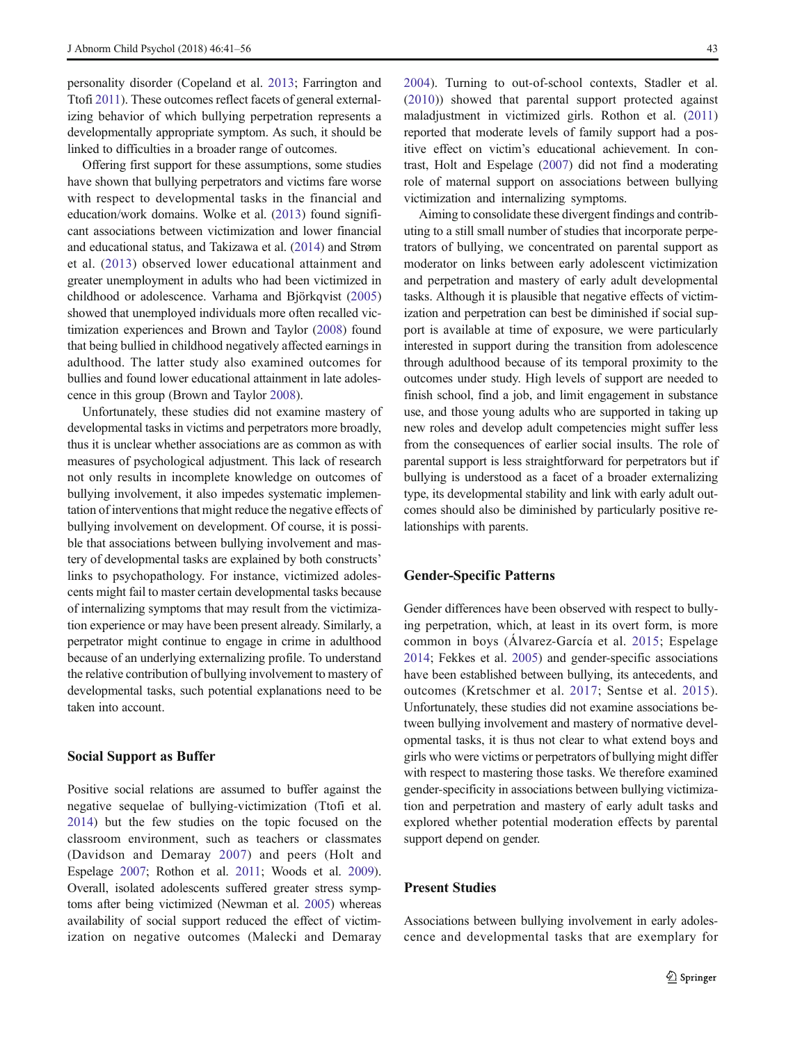personality disorder (Copeland et al. 2013; Farrington and Ttofi 2011). These outcomes reflect facets of general externalizing behavior of which bullying perpetration represents a developmentally appropriate symptom. As such, it should be linked to difficulties in a broader range of outcomes.

Offering first support for these assumptions, some studies have shown that bullying perpetrators and victims fare worse with respect to developmental tasks in the financial and education/work domains. Wolke et al. (2013) found significant associations between victimization and lower financial and educational status, and Takizawa et al. (2014) and Strøm et al. (2013) observed lower educational attainment and greater unemployment in adults who had been victimized in childhood or adolescence. Varhama and Björkqvist (2005) showed that unemployed individuals more often recalled victimization experiences and Brown and Taylor (2008) found that being bullied in childhood negatively affected earnings in adulthood. The latter study also examined outcomes for bullies and found lower educational attainment in late adolescence in this group (Brown and Taylor 2008).

Unfortunately, these studies did not examine mastery of developmental tasks in victims and perpetrators more broadly, thus it is unclear whether associations are as common as with measures of psychological adjustment. This lack of research not only results in incomplete knowledge on outcomes of bullying involvement, it also impedes systematic implementation of interventions that might reduce the negative effects of bullying involvement on development. Of course, it is possible that associations between bullying involvement and mastery of developmental tasks are explained by both constructs' links to psychopathology. For instance, victimized adolescents might fail to master certain developmental tasks because of internalizing symptoms that may result from the victimization experience or may have been present already. Similarly, a perpetrator might continue to engage in crime in adulthood because of an underlying externalizing profile. To understand the relative contribution of bullying involvement to mastery of developmental tasks, such potential explanations need to be taken into account.

## Social Support as Buffer

Positive social relations are assumed to buffer against the negative sequelae of bullying-victimization (Ttofi et al. 2014) but the few studies on the topic focused on the classroom environment, such as teachers or classmates (Davidson and Demaray 2007) and peers (Holt and Espelage 2007; Rothon et al. 2011; Woods et al. 2009). Overall, isolated adolescents suffered greater stress symptoms after being victimized (Newman et al. 2005) whereas availability of social support reduced the effect of victimization on negative outcomes (Malecki and Demaray 2004). Turning to out-of-school contexts, Stadler et al. (2010)) showed that parental support protected against maladjustment in victimized girls. Rothon et al. (2011) reported that moderate levels of family support had a positive effect on victim's educational achievement. In contrast, Holt and Espelage (2007) did not find a moderating role of maternal support on associations between bullying victimization and internalizing symptoms.

Aiming to consolidate these divergent findings and contributing to a still small number of studies that incorporate perpetrators of bullying, we concentrated on parental support as moderator on links between early adolescent victimization and perpetration and mastery of early adult developmental tasks. Although it is plausible that negative effects of victimization and perpetration can best be diminished if social support is available at time of exposure, we were particularly interested in support during the transition from adolescence through adulthood because of its temporal proximity to the outcomes under study. High levels of support are needed to finish school, find a job, and limit engagement in substance use, and those young adults who are supported in taking up new roles and develop adult competencies might suffer less from the consequences of earlier social insults. The role of parental support is less straightforward for perpetrators but if bullying is understood as a facet of a broader externalizing type, its developmental stability and link with early adult outcomes should also be diminished by particularly positive relationships with parents.

## Gender-Specific Patterns

Gender differences have been observed with respect to bullying perpetration, which, at least in its overt form, is more common in boys (Álvarez-García et al. 2015; Espelage 2014; Fekkes et al. 2005) and gender-specific associations have been established between bullying, its antecedents, and outcomes (Kretschmer et al. 2017; Sentse et al. 2015). Unfortunately, these studies did not examine associations between bullying involvement and mastery of normative developmental tasks, it is thus not clear to what extend boys and girls who were victims or perpetrators of bullying might differ with respect to mastering those tasks. We therefore examined gender-specificity in associations between bullying victimization and perpetration and mastery of early adult tasks and explored whether potential moderation effects by parental support depend on gender.

## Present Studies

Associations between bullying involvement in early adolescence and developmental tasks that are exemplary for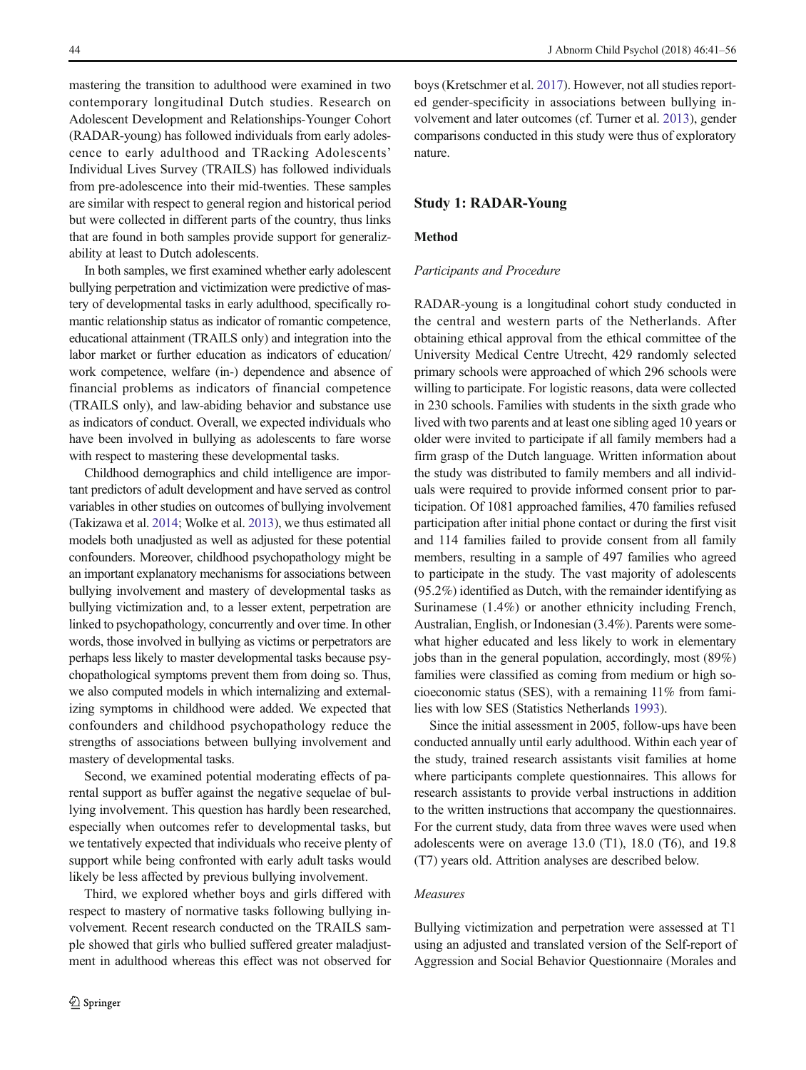mastering the transition to adulthood were examined in two contemporary longitudinal Dutch studies. Research on Adolescent Development and Relationships-Younger Cohort (RADAR-young) has followed individuals from early adolescence to early adulthood and TRacking Adolescents' Individual Lives Survey (TRAILS) has followed individuals from pre-adolescence into their mid-twenties. These samples are similar with respect to general region and historical period but were collected in different parts of the country, thus links that are found in both samples provide support for generalizability at least to Dutch adolescents.

In both samples, we first examined whether early adolescent bullying perpetration and victimization were predictive of mastery of developmental tasks in early adulthood, specifically romantic relationship status as indicator of romantic competence, educational attainment (TRAILS only) and integration into the labor market or further education as indicators of education/work competence, welfare (in-) dependence and absence of financial problems as indicators of financial competence (TRAILS only), and law-abiding behavior and substance use as indicators of conduct. Overall, we expected individuals who have been involved in bullying as adolescents to fare worse with respect to mastering these developmental tasks.

Childhood demographics and child intelligence are important predictors of adult development and have served as control variables in other studies on outcomes of bullying involvement (Takizawa et al. 2014; Wolke et al. 2013), we thus estimated all models both unadjusted as well as adjusted for these potential confounders. Moreover, childhood psychopathology might be an important explanatory mechanisms for associations between bullying involvement and mastery of developmental tasks as bullying victimization and, to a lesser extent, perpetration are linked to psychopathology, concurrently and over time. In other words, those involved in bullying as victims or perpetrators are perhaps less likely to master developmental tasks because psychopathological symptoms prevent them from doing so. Thus, we also computed models in which internalizing and externalizing symptoms in childhood were added. We expected that confounders and childhood psychopathology reduce the strengths of associations between bullying involvement and mastery of developmental tasks.

Second, we examined potential moderating effects of parental support as buffer against the negative sequelae of bullying involvement. This question has hardly been researched, especially when outcomes refer to developmental tasks, but we tentatively expected that individuals who receive plenty of support while being confronted with early adult tasks would likely be less affected by previous bullying involvement.

Third, we explored whether boys and girls differed with respect to mastery of normative tasks following bullying involvement. Recent research conducted on the TRAILS sample showed that girls who bullied suffered greater maladjustment in adulthood whereas this effect was not observed for boys (Kretschmer et al. 2017). However, not all studies reported gender-specificity in associations between bullying involvement and later outcomes (cf. Turner et al. 2013), gender comparisons conducted in this study were thus of exploratory nature.

## Study 1: RADAR-Young

### Method

#### *Participants and Procedure*

RADAR-young is a longitudinal cohort study conducted in the central and western parts of the Netherlands. After obtaining ethical approval from the ethical committee of the University Medical Centre Utrecht, 429 randomly selected primary schools were approached of which 296 schools were willing to participate. For logistic reasons, data were collected in 230 schools. Families with students in the sixth grade who lived with two parents and at least one sibling aged 10 years or older were invited to participate if all family members had a firm grasp of the Dutch language. Written information about the study was distributed to family members and all individuals were required to provide informed consent prior to participation. Of 1081 approached families, 470 families refused participation after initial phone contact or during the first visit and 114 families failed to provide consent from all family members, resulting in a sample of 497 families who agreed to participate in the study. The vast majority of adolescents (95.2%) identified as Dutch, with the remainder identifying as Surinamese (1.4%) or another ethnicity including French, Australian, English, or Indonesian (3.4%). Parents were somewhat higher educated and less likely to work in elementary jobs than in the general population, accordingly, most (89%) families were classified as coming from medium or high socioeconomic status (SES), with a remaining 11% from families with low SES (Statistics Netherlands 1993).

Since the initial assessment in 2005, follow-ups have been conducted annually until early adulthood. Within each year of the study, trained research assistants visit families at home where participants complete questionnaires. This allows for research assistants to provide verbal instructions in addition to the written instructions that accompany the questionnaires. For the current study, data from three waves were used when adolescents were on average 13.0 (T1), 18.0 (T6), and 19.8 (T7) years old. Attrition analyses are described below.

#### *Measures*

Bullying victimization and perpetration were assessed at T1 using an adjusted and translated version of the Self-report of Aggression and Social Behavior Questionnaire (Morales and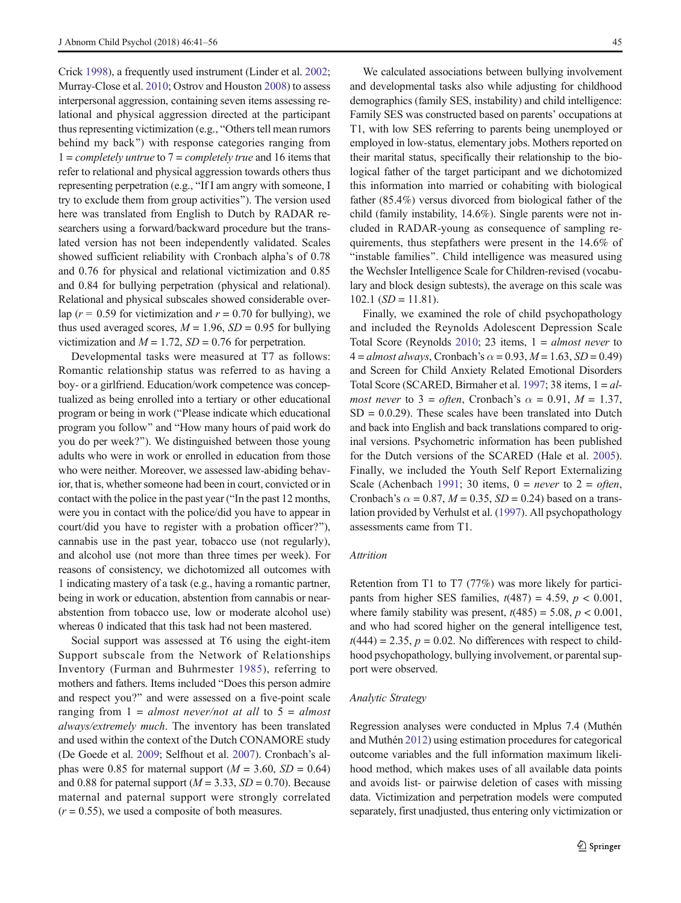Crick 1998), a frequently used instrument (Linder et al. 2002; Murray-Close et al. 2010; Ostrov and Houston 2008) to assess interpersonal aggression, containing seven items assessing relational and physical aggression directed at the participant thus representing victimization (e.g., "Others tell mean rumors behind my back") with response categories ranging from 1 = *completely untrue* to 7 = *completely true* and 16 items that refer to relational and physical aggression towards others thus representing perpetration (e.g., "If I am angry with someone, I try to exclude them from group activities"). The version used here was translated from English to Dutch by RADAR researchers using a forward/backward procedure but the translated version has not been independently validated. Scales showed sufficient reliability with Cronbach alpha's of 0.78 and 0.76 for physical and relational victimization and 0.85 and 0.84 for bullying perpetration (physical and relational). Relational and physical subscales showed considerable overlap ($r = 0.59$ for victimization and $r = 0.70$ for bullying), we thus used averaged scores, $M = 1.96$, $SD = 0.95$ for bullying victimization and $M = 1.72$, $SD = 0.76$ for perpetration.

Developmental tasks were measured at T7 as follows: Romantic relationship status was referred to as having a boy- or a girlfriend. Education/work competence was conceptualized as being enrolled into a tertiary or other educational program or being in work ("Please indicate which educational program you follow" and "How many hours of paid work do you do per week?"). We distinguished between those young adults who were in work or enrolled in education from those who were neither. Moreover, we assessed law-abiding behavior, that is, whether someone had been in court, convicted or in contact with the police in the past year ("In the past 12 months, were you in contact with the police/did you have to appear in court/did you have to register with a probation officer?"), cannabis use in the past year, tobacco use (not regularly), and alcohol use (not more than three times per week). For reasons of consistency, we dichotomized all outcomes with 1 indicating mastery of a task (e.g., having a romantic partner, being in work or education, abstention from cannabis or near-abstention from tobacco use, low or moderate alcohol use) whereas 0 indicated that this task had not been mastered.

Social support was assessed at T6 using the eight-item Support subscale from the Network of Relationships Inventory (Furman and Buhrmester 1985), referring to mothers and fathers. Items included "Does this person admire and respect you?" and were assessed on a five-point scale ranging from 1 = *almost never/not at all* to 5 = *almost always/extremely much*. The inventory has been translated and used within the context of the Dutch CONAMORE study (De Goede et al. 2009; Selfhout et al. 2007). Cronbach's alphas were 0.85 for maternal support ($M = 3.60$, $SD = 0.64$) and 0.88 for paternal support ($M = 3.33$, $SD = 0.70$). Because maternal and paternal support were strongly correlated ($r = 0.55$), we used a composite of both measures.

We calculated associations between bullying involvement and developmental tasks also while adjusting for childhood demographics (family SES, instability) and child intelligence: Family SES was constructed based on parents' occupations at T1, with low SES referring to parents being unemployed or employed in low-status, elementary jobs. Mothers reported on their marital status, specifically their relationship to the biological father of the target participant and we dichotomized this information into married or cohabiting with biological father (85.4%) versus divorced from biological father of the child (family instability, 14.6%). Single parents were not included in RADAR-young as consequence of sampling requirements, thus stepfathers were present in the 14.6% of "instable families". Child intelligence was measured using the Wechsler Intelligence Scale for Children-revised (vocabulary and block design subtests), the average on this scale was 102.1 ($SD = 11.81$).

Finally, we examined the role of child psychopathology and included the Reynolds Adolescent Depression Scale Total Score (Reynolds 2010; 23 items, 1 = *almost never* to 4 = *almost always*, Cronbach's $\alpha = 0.93$, $M = 1.63$, $SD = 0.49$) and Screen for Child Anxiety Related Emotional Disorders Total Score (SCARED, Birmaher et al. 1997; 38 items, 1 = *almost never* to 3 = *often*, Cronbach's $\alpha = 0.91$, $M = 1.37$, SD = 0.0.29). These scales have been translated into Dutch and back into English and back translations compared to original versions. Psychometric information has been published for the Dutch versions of the SCARED (Hale et al. 2005). Finally, we included the Youth Self Report Externalizing Scale (Achenbach 1991; 30 items, 0 = *never* to 2 = *often*, Cronbach's $\alpha = 0.87$, $M = 0.35$, $SD = 0.24$) based on a translation provided by Verhulst et al. (1997). All psychopathology assessments came from T1.

### *Attrition*

Retention from T1 to T7 (77%) was more likely for participants from higher SES families, $t(487) = 4.59$, $p < 0.001$, where family stability was present, $t(485) = 5.08$, $p < 0.001$, and who had scored higher on the general intelligence test, $t(444) = 2.35$, $p = 0.02$. No differences with respect to childhood psychopathology, bullying involvement, or parental support were observed.

### *Analytic Strategy*

Regression analyses were conducted in Mplus 7.4 (Muthén and Muthén 2012) using estimation procedures for categorical outcome variables and the full information maximum likelihood method, which makes uses of all available data points and avoids list- or pairwise deletion of cases with missing data. Victimization and perpetration models were computed separately, first unadjusted, thus entering only victimization or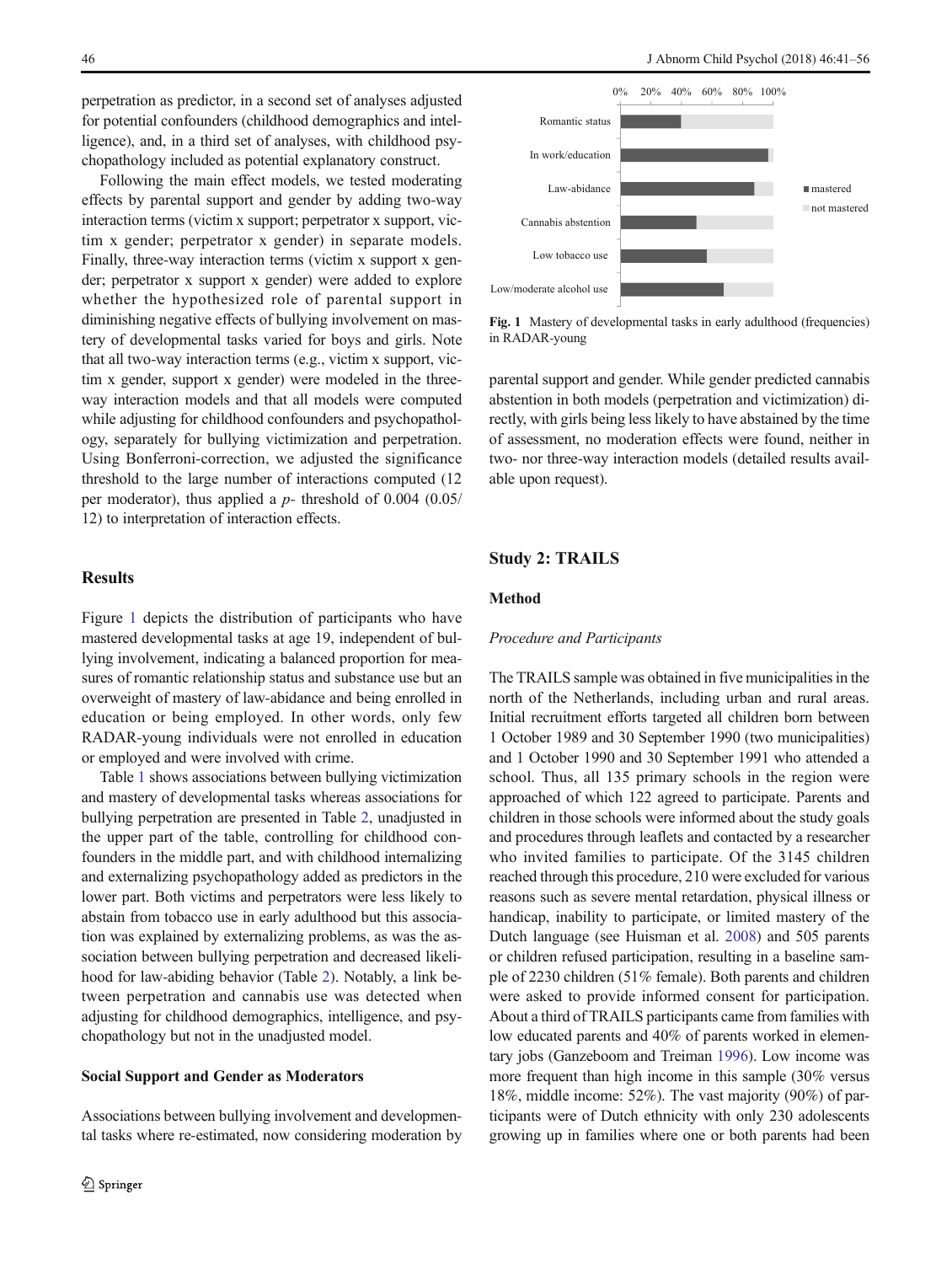perpetration as predictor, in a second set of analyses adjusted for potential confounders (childhood demographics and intelligence), and, in a third set of analyses, with childhood psychopathology included as potential explanatory construct.

Following the main effect models, we tested moderating effects by parental support and gender by adding two-way interaction terms (victim x support; perpetrator x support, victim x gender; perpetrator x gender) in separate models. Finally, three-way interaction terms (victim x support x gender; perpetrator x support x gender) were added to explore whether the hypothesized role of parental support in diminishing negative effects of bullying involvement on mastery of developmental tasks varied for boys and girls. Note that all two-way interaction terms (e.g., victim x support, victim x gender, support x gender) were modeled in the three-way interaction models and that all models were computed while adjusting for childhood confounders and psychopathology, separately for bullying victimization and perpetration. Using Bonferroni-correction, we adjusted the significance threshold to the large number of interactions computed (12 per moderator), thus applied a *p*- threshold of 0.004 (0.05/12) to interpretation of interaction effects.

## Results

Figure 1 depicts the distribution of participants who have mastered developmental tasks at age 19, independent of bullying involvement, indicating a balanced proportion for measures of romantic relationship status and substance use but an overweight of mastery of law-abidance and being enrolled in education or being employed. In other words, only few RADAR-young individuals were not enrolled in education or employed and were involved with crime.

Table 1 shows associations between bullying victimization and mastery of developmental tasks whereas associations for bullying perpetration are presented in Table 2, unadjusted in the upper part of the table, controlling for childhood confounders in the middle part, and with childhood internalizing and externalizing psychopathology added as predictors in the lower part. Both victims and perpetrators were less likely to abstain from tobacco use in early adulthood but this association was explained by externalizing problems, as was the association between bullying perpetration and decreased likelihood for law-abiding behavior (Table 2). Notably, a link between perpetration and cannabis use was detected when adjusting for childhood demographics, intelligence, and psychopathology but not in the unadjusted model.

### Social Support and Gender as Moderators

Associations between bullying involvement and developmental tasks where re-estimated, now considering moderation by parental support and gender. While gender predicted cannabis abstention in both models (perpetration and victimization) directly, with girls being less likely to have abstained by the time of assessment, no moderation effects were found, neither in two- nor three-way interaction models (detailed results available upon request).

**Fig. 1** Mastery of developmental tasks in early adulthood (frequencies) in RADAR-young

## Study 2: TRAILS

### Method

#### *Procedure and Participants*

The TRAILS sample was obtained in five municipalities in the north of the Netherlands, including urban and rural areas. Initial recruitment efforts targeted all children born between 1 October 1989 and 30 September 1990 (two municipalities) and 1 October 1990 and 30 September 1991 who attended a school. Thus, all 135 primary schools in the region were approached of which 122 agreed to participate. Parents and children in those schools were informed about the study goals and procedures through leaflets and contacted by a researcher who invited families to participate. Of the 3145 children reached through this procedure, 210 were excluded for various reasons such as severe mental retardation, physical illness or handicap, inability to participate, or limited mastery of the Dutch language (see Huisman et al. 2008) and 505 parents or children refused participation, resulting in a baseline sample of 2230 children (51% female). Both parents and children were asked to provide informed consent for participation. About a third of TRAILS participants came from families with low educated parents and 40% of parents worked in elementary jobs (Ganzeboom and Treiman 1996). Low income was more frequent than high income in this sample (30% versus 18%, middle income: 52%). The vast majority (90%) of participants were of Dutch ethnicity with only 230 adolescents growing up in families where one or both parents had been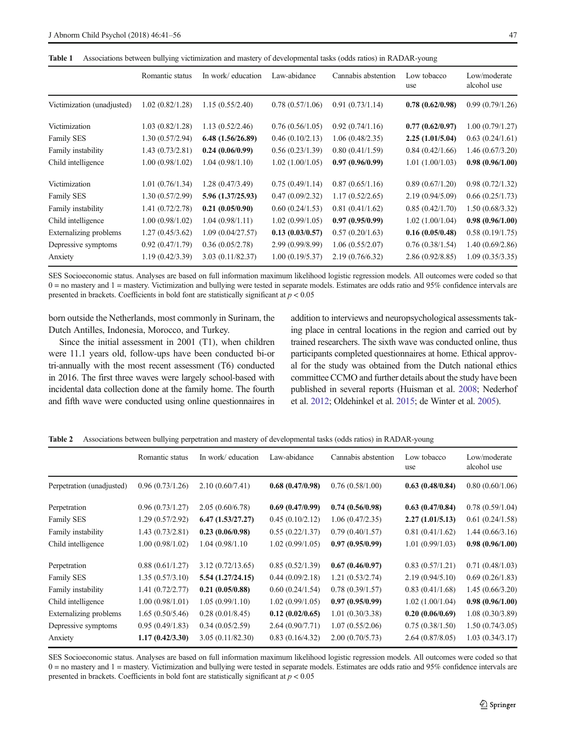**Table 1** Associations between bullying victimization and mastery of developmental tasks (odds ratios) in RADAR-young

| | Romantic status | In work/ education | Law-abidance | Cannabis abstention | Low tobacco use | Low/moderate alcohol use |
|---|---|---|---|---|---|---|
| Victimization (unadjusted) | 1.02 (0.82/1.28) | 1.15 (0.55/2.40) | 0.78 (0.57/1.06) | 0.91 (0.73/1.14) | **0.78 (0.62/0.98)** | 0.99 (0.79/1.26) |
| Victimization | 1.03 (0.82/1.28) | 1.13 (0.52/2.46) | 0.76 (0.56/1.05) | 0.92 (0.74/1.16) | **0.77 (0.62/0.97)** | 1.00 (0.79/1.27) |
| Family SES | 1.30 (0.57/2.94) | **6.48 (1.56/26.89)** | 0.46 (0.10/2.13) | 1.06 (0.48/2.35) | **2.25 (1.01/5.04)** | 0.63 (0.24/1.61) |
| Family instability | 1.43 (0.73/2.81) | **0.24 (0.06/0.99)** | 0.56 (0.23/1.39) | 0.80 (0.41/1.59) | 0.84 (0.42/1.66) | 1.46 (0.67/3.20) |
| Child intelligence | 1.00 (0.98/1.02) | 1.04 (0.98/1.10) | 1.02 (1.00/1.05) | **0.97 (0.96/0.99)** | 1.01 (1.00/1.03) | **0.98 (0.96/1.00)** |
| Victimization | 1.01 (0.76/1.34) | 1.28 (0.47/3.49) | 0.75 (0.49/1.14) | 0.87 (0.65/1.16) | 0.89 (0.67/1.20) | 0.98 (0.72/1.32) |
| Family SES | 1.30 (0.57/2.99) | **5.96 (1.37/25.93)** | 0.47 (0.09/2.32) | 1.17 (0.52/2.65) | 2.19 (0.94/5.09) | 0.66 (0.25/1.73) |
| Family instability | 1.41 (0.72/2.78) | **0.21 (0.05/0.90)** | 0.60 (0.24/1.53) | 0.81 (0.41/1.62) | 0.85 (0.42/1.70) | 1.50 (0.68/3.32) |
| Child intelligence | 1.00 (0.98/1.02) | 1.04 (0.98/1.11) | 1.02 (0.99/1.05) | **0.97 (0.95/0.99)** | 1.02 (1.00/1.04) | **0.98 (0.96/1.00)** |
| Externalizing problems | 1.27 (0.45/3.62) | 1.09 (0.04/27.57) | **0.13 (0.03/0.57)** | 0.57 (0.20/1.63) | **0.16 (0.05/0.48)** | 0.58 (0.19/1.75) |
| Depressive symptoms | 0.92 (0.47/1.79) | 0.36 (0.05/2.78) | 2.99 (0.99/8.99) | 1.06 (0.55/2.07) | 0.76 (0.38/1.54) | 1.40 (0.69/2.86) |
| Anxiety | 1.19 (0.42/3.39) | 3.03 (0.11/82.37) | 1.00 (0.19/5.37) | 2.19 (0.76/6.32) | 2.86 (0.92/8.85) | 1.09 (0.35/3.35) |

SES Socioeconomic status. Analyses are based on full information maximum likelihood logistic regression models. All outcomes were coded so that 0 = no mastery and 1 = mastery. Victimization and bullying were tested in separate models. Estimates are odds ratio and 95% confidence intervals are presented in brackets. Coefficients in bold font are statistically significant at $p < 0.05$

born outside the Netherlands, most commonly in Surinam, the Dutch Antilles, Indonesia, Morocco, and Turkey.

Since the initial assessment in 2001 (T1), when children were 11.1 years old, follow-ups have been conducted bi-or tri-annually with the most recent assessment (T6) conducted in 2016. The first three waves were largely school-based with incidental data collection done at the family home. The fourth and fifth wave were conducted using online questionnaires in addition to interviews and neuropsychological assessments taking place in central locations in the region and carried out by trained researchers. The sixth wave was conducted online, thus participants completed questionnaires at home. Ethical approval for the study was obtained from the Dutch national ethics committee CCMO and further details about the study have been published in several reports (Huisman et al. 2008; Nederhof et al. 2012; Oldehinkel et al. 2015; de Winter et al. 2005).

**Table 2** Associations between bullying perpetration and mastery of developmental tasks (odds ratios) in RADAR-young

| | Romantic status | In work/ education | Law-abidance | Cannabis abstention | Low tobacco use | Low/moderate alcohol use |
|---|---|---|---|---|---|---|
| Perpetration (unadjusted) | 0.96 (0.73/1.26) | 2.10 (0.60/7.41) | **0.68 (0.47/0.98)** | 0.76 (0.58/1.00) | **0.63 (0.48/0.84)** | 0.80 (0.60/1.06) |
| Perpetration | 0.96 (0.73/1.27) | 2.05 (0.60/6.78) | **0.69 (0.47/0.99)** | **0.74 (0.56/0.98)** | **0.63 (0.47/0.84)** | 0.78 (0.59/1.04) |
| Family SES | 1.29 (0.57/2.92) | **6.47 (1.53/27.27)** | 0.45 (0.10/2.12) | 1.06 (0.47/2.35) | **2.27 (1.01/5.13)** | 0.61 (0.24/1.58) |
| Family instability | 1.43 (0.73/2.81) | **0.23 (0.06/0.98)** | 0.55 (0.22/1.37) | 0.79 (0.40/1.57) | 0.81 (0.41/1.62) | 1.44 (0.66/3.16) |
| Child intelligence | 1.00 (0.98/1.02) | 1.04 (0.98/1.10 | 1.02 (0.99/1.05) | **0.97 (0.95/0.99)** | 1.01 (0.99/1.03) | **0.98 (0.96/1.00)** |
| Perpetration | 0.88 (0.61/1.27) | 3.12 (0.72/13.65) | 0.85 (0.52/1.39) | **0.67 (0.46/0.97)** | 0.83 (0.57/1.21) | 0.71 (0.48/1.03) |
| Family SES | 1.35 (0.57/3.10) | **5.54 (1.27/24.15)** | 0.44 (0.09/2.18) | 1.21 (0.53/2.74) | 2.19 (0.94/5.10) | 0.69 (0.26/1.83) |
| Family instability | 1.41 (0.72/2.77) | **0.21 (0.05/0.88)** | 0.60 (0.24/1.54) | 0.78 (0.39/1.57) | 0.83 (0.41/1.68) | 1.45 (0.66/3.20) |
| Child intelligence | 1.00 (0.98/1.01) | 1.05 (0.99/1.10) | 1.02 (0.99/1.05) | **0.97 (0.95/0.99)** | 1.02 (1.00/1.04) | **0.98 (0.96/1.00)** |
| Externalizing problems | 1.65 (0.50/5.46) | 0.28 (0.01/8.45) | **0.12 (0.02/0.65)** | 1.01 (0.30/3.38) | **0.20 (0.06/0.69)** | 1.08 (0.30/3.89) |
| Depressive symptoms | 0.95 (0.49/1.83) | 0.34 (0.05/2.59) | 2.64 (0.90/7.71) | 1.07 (0.55/2.06) | 0.75 (0.38/1.50) | 1.50 (0.74/3.05) |
| Anxiety | **1.17 (0.42/3.30)** | 3.05 (0.11/82.30) | 0.83 (0.16/4.32) | 2.00 (0.70/5.73) | 2.64 (0.87/8.05) | 1.03 (0.34/3.17) |

SES Socioeconomic status. Analyses are based on full information maximum likelihood logistic regression models. All outcomes were coded so that 0 = no mastery and 1 = mastery. Victimization and bullying were tested in separate models. Estimates are odds ratio and 95% confidence intervals are presented in brackets. Coefficients in bold font are statistically significant at $p < 0.05$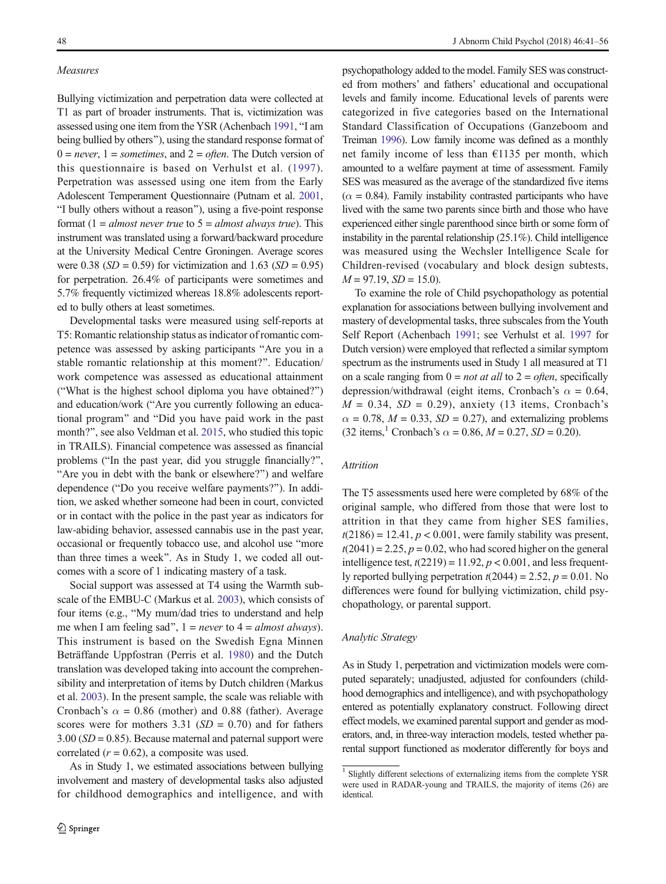*Measures*

Bullying victimization and perpetration data were collected at T1 as part of broader instruments. That is, victimization was assessed using one item from the YSR (Achenbach 1991, "I am being bullied by others"), using the standard response format of 0 = *never*, 1 = *sometimes*, and 2 = *often*. The Dutch version of this questionnaire is based on Verhulst et al. (1997). Perpetration was assessed using one item from the Early Adolescent Temperament Questionnaire (Putnam et al. 2001, "I bully others without a reason"), using a five-point response format (1 = *almost never true* to 5 = *almost always true*). This instrument was translated using a forward/backward procedure at the University Medical Centre Groningen. Average scores were 0.38 ($SD$ = 0.59) for victimization and 1.63 ($SD$ = 0.95) for perpetration. 26.4% of participants were sometimes and 5.7% frequently victimized whereas 18.8% adolescents reported to bully others at least sometimes.

Developmental tasks were measured using self-reports at T5: Romantic relationship status as indicator of romantic competence was assessed by asking participants "Are you in a stable romantic relationship at this moment?". Education/work competence was assessed as educational attainment ("What is the highest school diploma you have obtained?") and education/work ("Are you currently following an educational program" and "Did you have paid work in the past month?", see also Veldman et al. 2015, who studied this topic in TRAILS). Financial competence was assessed as financial problems ("In the past year, did you struggle financially?", "Are you in debt with the bank or elsewhere?") and welfare dependence ("Do you receive welfare payments?"). In addition, we asked whether someone had been in court, convicted or in contact with the police in the past year as indicators for law-abiding behavior, assessed cannabis use in the past year, occasional or frequently tobacco use, and alcohol use "more than three times a week". As in Study 1, we coded all outcomes with a score of 1 indicating mastery of a task.

Social support was assessed at T4 using the Warmth subscale of the EMBU-C (Markus et al. 2003), which consists of four items (e.g., "My mum/dad tries to understand and help me when I am feeling sad", 1 = *never* to 4 = *almost always*). This instrument is based on the Swedish Egna Minnen Beträffande Uppfostran (Perris et al. 1980) and the Dutch translation was developed taking into account the comprehensibility and interpretation of items by Dutch children (Markus et al. 2003). In the present sample, the scale was reliable with Cronbach's $\alpha$ = 0.86 (mother) and 0.88 (father). Average scores were for mothers 3.31 ($SD$ = 0.70) and for fathers 3.00 ($SD$ = 0.85). Because maternal and paternal support were correlated ($r$ = 0.62), a composite was used.

As in Study 1, we estimated associations between bullying involvement and mastery of developmental tasks also adjusted for childhood demographics and intelligence, and with psychopathology added to the model. Family SES was constructed from mothers' and fathers' educational and occupational levels and family income. Educational levels of parents were categorized in five categories based on the International Standard Classification of Occupations (Ganzeboom and Treiman 1996). Low family income was defined as a monthly net family income of less than €1135 per month, which amounted to a welfare payment at time of assessment. Family SES was measured as the average of the standardized five items ($\alpha$ = 0.84). Family instability contrasted participants who have lived with the same two parents since birth and those who have experienced either single parenthood since birth or some form of instability in the parental relationship (25.1%). Child intelligence was measured using the Wechsler Intelligence Scale for Children-revised (vocabulary and block design subtests, $M$ = 97.19, $SD$ = 15.0).

To examine the role of Child psychopathology as potential explanation for associations between bullying involvement and mastery of developmental tasks, three subscales from the Youth Self Report (Achenbach 1991; see Verhulst et al. 1997 for Dutch version) were employed that reflected a similar symptom spectrum as the instruments used in Study 1 all measured at T1 on a scale ranging from 0 = *not at all* to 2 = *often*, specifically depression/withdrawal (eight items, Cronbach's $\alpha$ = 0.64, $M$ = 0.34, $SD$ = 0.29), anxiety (13 items, Cronbach's $\alpha$ = 0.78, $M$ = 0.33, $SD$ = 0.27), and externalizing problems (32 items,[1] Cronbach's $\alpha$ = 0.86, $M$ = 0.27, $SD$ = 0.20).

*Attrition*

The T5 assessments used here were completed by 68% of the original sample, who differed from those that were lost to attrition in that they came from higher SES families, $t(2186)$ = 12.41, $p$ < 0.001, were family stability was present, $t(2041)$ = 2.25, $p$ = 0.02, who had scored higher on the general intelligence test, $t(2219)$ = 11.92, $p$ < 0.001, and less frequently reported bullying perpetration $t(2044)$ = 2.52, $p$ = 0.01. No differences were found for bullying victimization, child psychopathology, or parental support.

*Analytic Strategy*

As in Study 1, perpetration and victimization models were computed separately; unadjusted, adjusted for confounders (childhood demographics and intelligence), and with psychopathology entered as potentially explanatory construct. Following direct effect models, we examined parental support and gender as moderators, and, in three-way interaction models, tested whether parental support functioned as moderator differently for boys and

[1] Slightly different selections of externalizing items from the complete YSR were used in RADAR-young and TRAILS, the majority of items (26) are identical.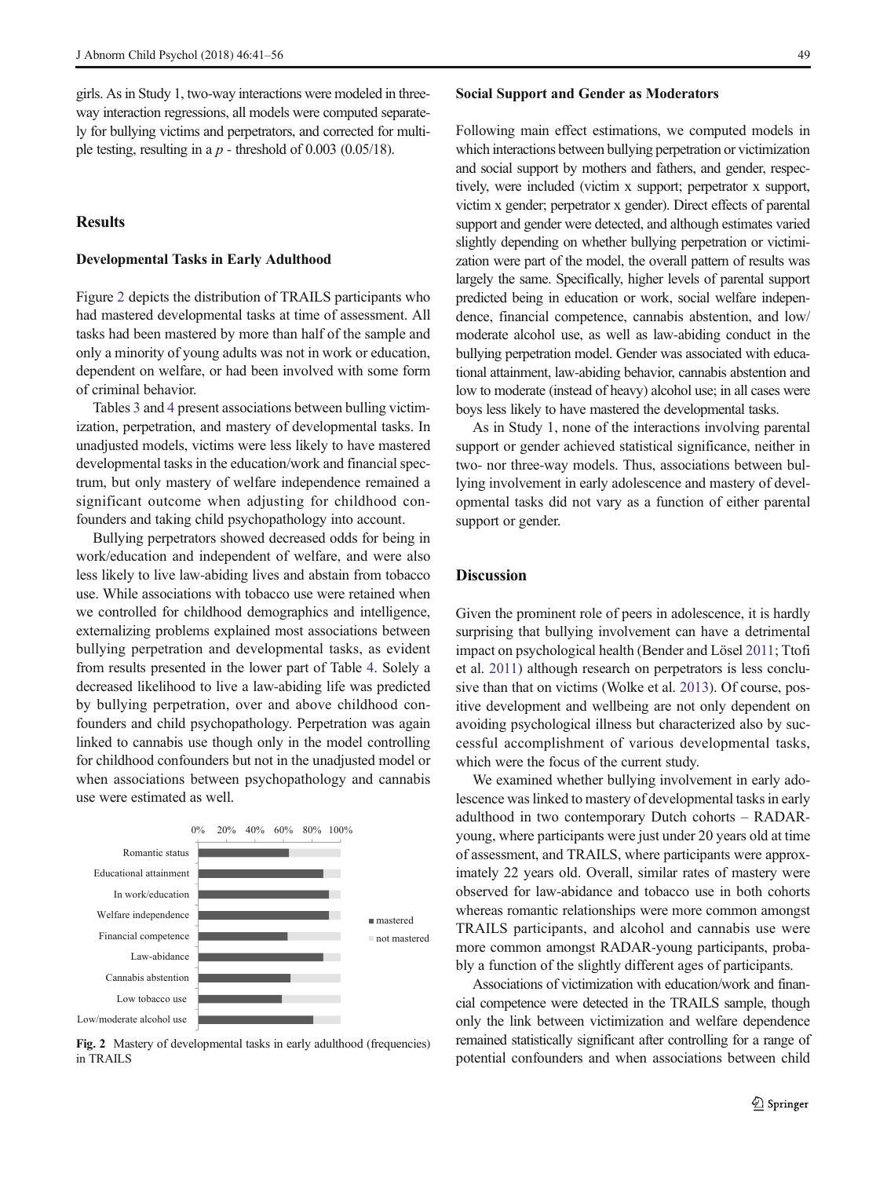girls. As in Study 1, two-way interactions were modeled in three-way interaction regressions, all models were computed separately for bullying victims and perpetrators, and corrected for multiple testing, resulting in a $p$ - threshold of 0.003 (0.05/18).

## Results

### Developmental Tasks in Early Adulthood

Figure 2 depicts the distribution of TRAILS participants who had mastered developmental tasks at time of assessment. All tasks had been mastered by more than half of the sample and only a minority of young adults was not in work or education, dependent on welfare, or had been involved with some form of criminal behavior.

Tables 3 and 4 present associations between bulling victimization, perpetration, and mastery of developmental tasks. In unadjusted models, victims were less likely to have mastered developmental tasks in the education/work and financial spectrum, but only mastery of welfare independence remained a significant outcome when adjusting for childhood confounders and taking child psychopathology into account.

Bullying perpetrators showed decreased odds for being in work/education and independent of welfare, and were also less likely to live law-abiding lives and abstain from tobacco use. While associations with tobacco use were retained when we controlled for childhood demographics and intelligence, externalizing problems explained most associations between bullying perpetration and developmental tasks, as evident from results presented in the lower part of Table 4. Solely a decreased likelihood to live a law-abiding life was predicted by bullying perpetration, over and above childhood confounders and child psychopathology. Perpetration was again linked to cannabis use though only in the model controlling for childhood confounders but not in the unadjusted model or when associations between psychopathology and cannabis use were estimated as well.

**Fig. 2** Mastery of developmental tasks in early adulthood (frequencies) in TRAILS

### Social Support and Gender as Moderators

Following main effect estimations, we computed models in which interactions between bullying perpetration or victimization and social support by mothers and fathers, and gender, respectively, were included (victim x support; perpetrator x support, victim x gender; perpetrator x gender). Direct effects of parental support and gender were detected, and although estimates varied slightly depending on whether bullying perpetration or victimization were part of the model, the overall pattern of results was largely the same. Specifically, higher levels of parental support predicted being in education or work, social welfare independence, financial competence, cannabis abstention, and low/moderate alcohol use, as well as law-abiding conduct in the bullying perpetration model. Gender was associated with educational attainment, law-abiding behavior, cannabis abstention and low to moderate (instead of heavy) alcohol use; in all cases were boys less likely to have mastered the developmental tasks.

As in Study 1, none of the interactions involving parental support or gender achieved statistical significance, neither in two- nor three-way models. Thus, associations between bullying involvement in early adolescence and mastery of developmental tasks did not vary as a function of either parental support or gender.

## Discussion

Given the prominent role of peers in adolescence, it is hardly surprising that bullying involvement can have a detrimental impact on psychological health (Bender and Lösel 2011; Ttofi et al. 2011) although research on perpetrators is less conclusive than that on victims (Wolke et al. 2013). Of course, positive development and wellbeing are not only dependent on avoiding psychological illness but characterized also by successful accomplishment of various developmental tasks, which were the focus of the current study.

We examined whether bullying involvement in early adolescence was linked to mastery of developmental tasks in early adulthood in two contemporary Dutch cohorts – RADAR-young, where participants were just under 20 years old at time of assessment, and TRAILS, where participants were approximately 22 years old. Overall, similar rates of mastery were observed for law-abidance and tobacco use in both cohorts whereas romantic relationships were more common amongst TRAILS participants, and alcohol and cannabis use were more common amongst RADAR-young participants, probably a function of the slightly different ages of participants.

Associations of victimization with education/work and financial competence were detected in the TRAILS sample, though only the link between victimization and welfare dependence remained statistically significant after controlling for a range of potential confounders and when associations between child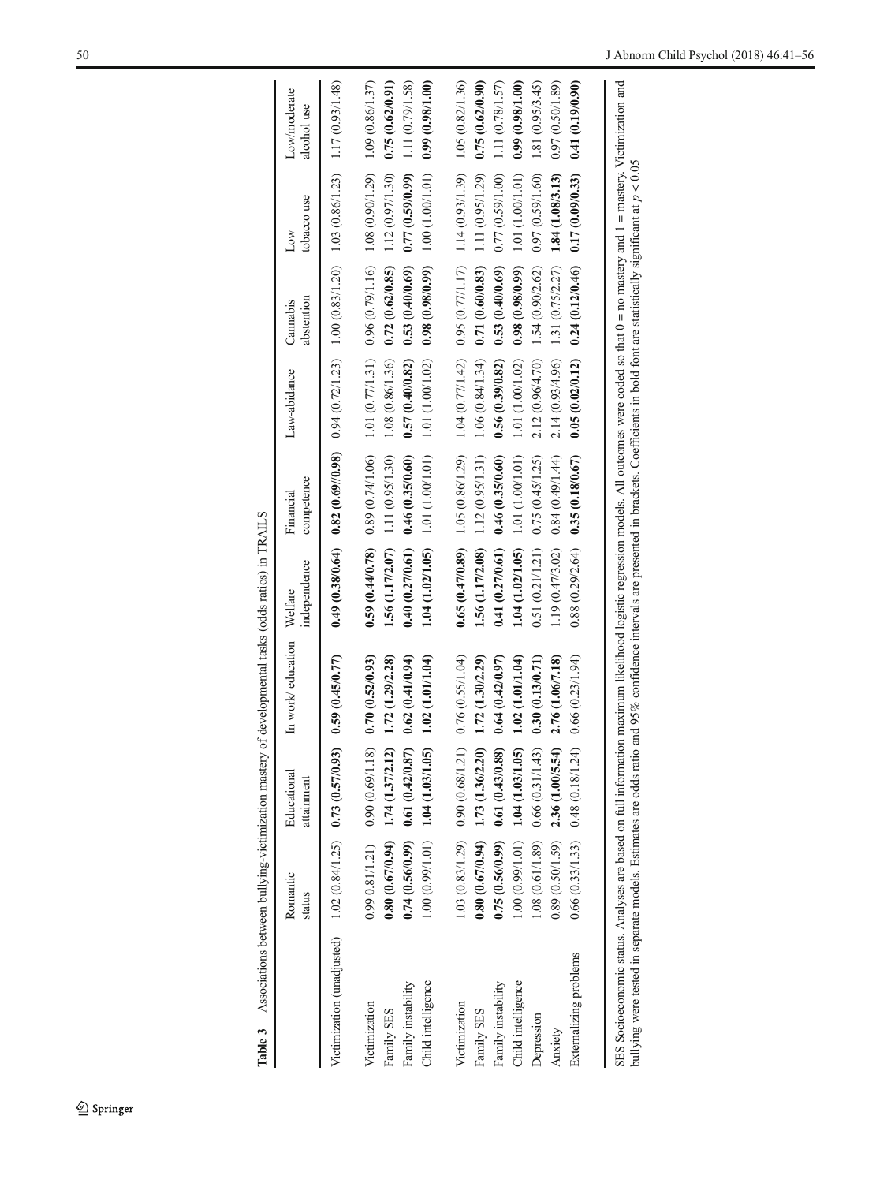**Table 3** Associations between bullying-victimization mastery of developmental tasks (odds ratios) in TRAILS

| | Romantic status | Educational attainment | In work/ education | Welfare independence | Financial competence | Law-abidance | Cannabis abstention | Low tobacco use | Low/moderate alcohol use |
|---|---|---|---|---|---|---|---|---|---|
| Victimization (unadjusted) | 1.02 (0.84/1.25) | **0.73 (0.57/0.93)** | **0.59 (0.45/0.77)** | **0.49 (0.38/0.64)** | **0.82 (0.69//0.98)** | 0.94 (0.72/1.23) | 1.00 (0.83/1.20) | 1.03 (0.86/1.23) | 1.17 (0.93/1.48) |
| Victimization | 0.99 0.81/1.21) | 0.90 (0.69/1.18) | **0.70 (0.52/0.93)** | **0.59 (0.44/0.78)** | 0.89 (0.74/1.06) | 1.01 (0.77/1.31) | 0.96 (0.79/1.16) | 1.08 (0.90/1.29) | 1.09 (0.86/1.37) |
| Family SES | **0.80 (0.67/0.94)** | **1.74 (1.37/2.12)** | **1.72 (1.29/2.28)** | **1.56 (1.17/2.07)** | 1.11 (0.95/1.30) | 1.08 (0.86/1.36) | **0.72 (0.62/0.85)** | 1.12 (0.97/1.30) | **0.75 (0.62/0.91)** |
| Family instability | **0.74 (0.56/0.99)** | **0.61 (0.42/0.87)** | **0.62 (0.41/0.94)** | **0.40 (0.27/0.61)** | **0.46 (0.35/0.60)** | **0.57 (0.40/0.82)** | **0.53 (0.40/0.69)** | **0.77 (0.59/0.99)** | 1.11 (0.79/1.58) |
| Child intelligence | 1.00 (0.99/1.01) | **1.04 (1.03/1.05)** | **1.02 (1.01/1.04)** | **1.04 (1.02/1.05)** | 1.01 (1.00/1.01) | 1.01 (1.00/1.02) | **0.98 (0.98/0.99)** | 1.00 (1.00/1.01) | **0.99 (0.98/1.00)** |
| Victimization | 1.03 (0.83/1.29) | 0.90 (0.68/1.21) | 0.76 (0.55/1.04) | **0.65 (0.47/0.89)** | 1.05 (0.86/1.29) | 1.04 (0.77/1.42) | 0.95 (0.77/1.17) | 1.14 (0.93/1.39) | 1.05 (0.82/1.36) |
| Family SES | **0.80 (0.67/0.94)** | **1.73 (1.36/2.20)** | **1.72 (1.30/2.29)** | **1.56 (1.17/2.08)** | 1.12 (0.95/1.31) | 1.06 (0.84/1.34) | **0.71 (0.60/0.83)** | 1.11 (0.95/1.29) | **0.75 (0.62/0.90)** |
| Family instability | **0.75 (0.56/0.99)** | **0.61 (0.43/0.88)** | **0.64 (0.42/0.97)** | **0.41 (0.27/0.61)** | **0.46 (0.35/0.60)** | **0.56 (0.39/0.82)** | **0.53 (0.40/0.69)** | 0.77 (0.59/1.00) | 1.11 (0.78/1.57) |
| Child intelligence | 1.00 (0.99/1.01) | **1.04 (1.03/1.05)** | **1.02 (1.01/1.04)** | **1.04 (1.02/1.05)** | 1.01 (1.00/1.01) | 1.01 (1.00/1.02) | **0.98 (0.98/0.99)** | 1.01 (1.00/1.01) | **0.99 (0.98/1.00)** |
| Depression | 1.08 (0.61/1.89) | 0.66 (0.31/1.43) | **0.30 (0.13/0.71)** | 0.51 (0.21/1.21) | 0.75 (0.45/1.25) | 2.12 (0.96/4.70) | 1.54 (0.90/2.62) | 0.97 (0.59/1.60) | 1.81 (0.95/3.45) |
| Anxiety | 0.89 (0.50/1.59) | **2.36 (1.00/5.54)** | **2.76 (1.06/7.18)** | 1.19 (0.47/3.02) | 0.84 (0.49/1.44) | 2.14 (0.93/4.96) | 1.31 (0.75/2.27) | **1.84 (1.08/3.13)** | 0.97 (0.50/1.89) |
| Externalizing problems | 0.66 (0.33/1.33) | 0.48 (0.18/1.24) | 0.66 (0.23/1.94) | 0.88 (0.29/2.64) | **0.35 (0.18/0.67)** | **0.05 (0.02/0.12)** | **0.24 (0.12/0.46)** | **0.17 (0.09/0.33)** | **0.41 (0.19/0.90)** |

SES Socioeconomic status. Analyses are based on full information maximum likelihood logistic regression models. All outcomes were coded so that 0 = no mastery and 1 = mastery. Victimization and bullying were tested in separate models. Estimates are odds ratio and 95% confidence intervals are presented in brackets. Coefficients in bold font are statistically significant at $p < 0.05$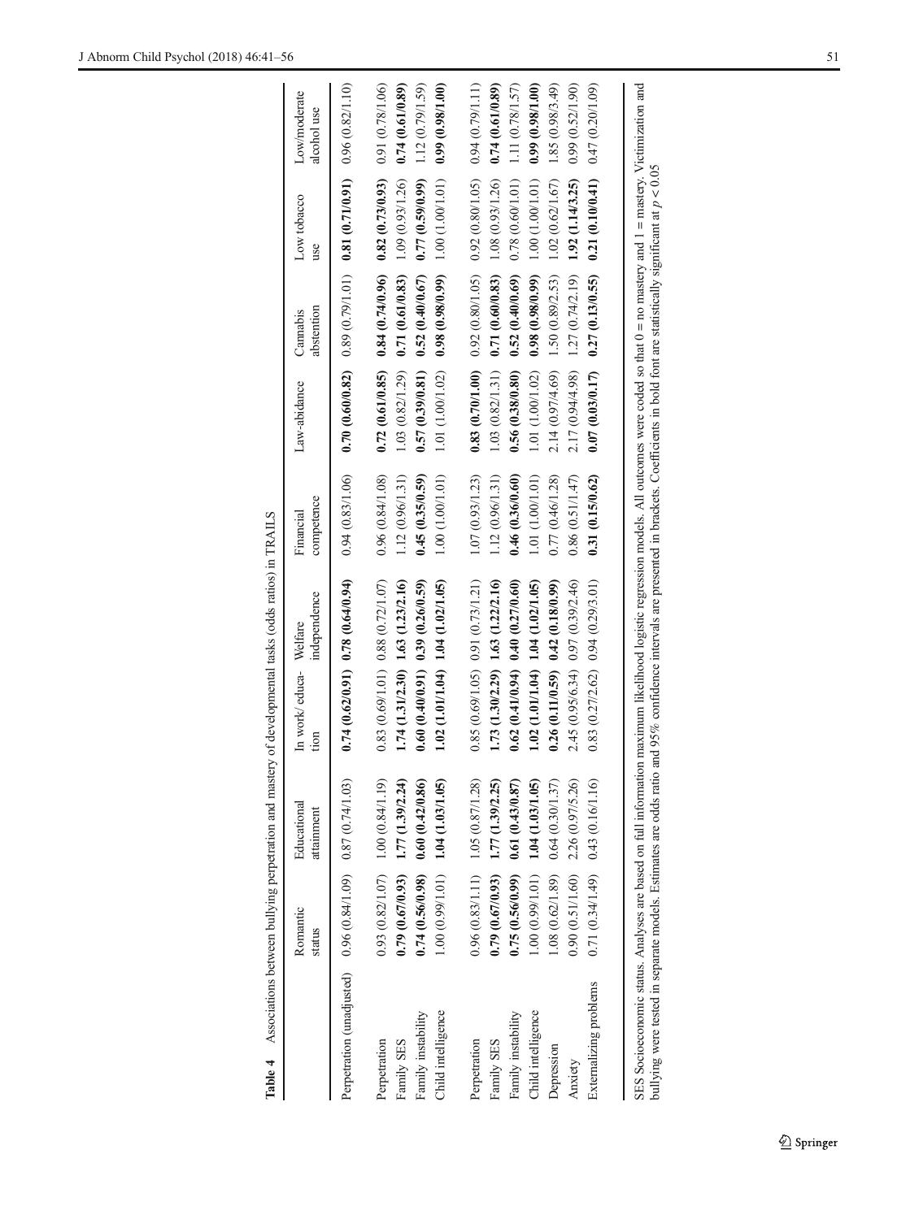**Table 4** Associations between bullying perpetration and mastery of developmental tasks (odds ratios) in TRAILS

| | Romantic status | Educational attainment | In work/ education | Welfare independence | Financial competence | Law-abidance | Cannabis abstention | Low tobacco use | Low/moderate alcohol use |
|---|---|---|---|---|---|---|---|---|---|
| Perpetration (unadjusted) | 0.96 (0.84/1.09) | 0.87 (0.74/1.03) | **0.74 (0.62/0.91)** | **0.78 (0.64/0.94)** | 0.94 (0.83/1.06) | **0.70 (0.60/0.82)** | 0.89 (0.79/1.01) | **0.81 (0.71/0.91)** | 0.96 (0.82/1.10) |
| Perpetration | 0.93 (0.82/1.07) | 1.00 (0.84/1.19) | 0.83 (0.69/1.01) | 0.88 (0.72/1.07) | 0.96 (0.84/1.08) | **0.72 (0.61/0.85)** | **0.84 (0.74/0.96)** | **0.82 (0.73/0.93)** | 0.91 (0.78/1.06) |
| Family SES | **0.79 (0.67/0.93)** | **1.77 (1.39/2.24)** | **1.74 (1.31/2.30)** | **1.63 (1.23/2.16)** | 1.12 (0.96/1.31) | 1.03 (0.82/1.29) | **0.71 (0.61/0.83)** | 1.09 (0.93/1.26) | **0.74 (0.61/0.89)** |
| Family instability | **0.74 (0.56/0.98)** | **0.60 (0.42/0.86)** | **0.60 (0.40/0.91)** | **0.39 (0.26/0.59)** | **0.45 (0.35/0.59)** | **0.57 (0.39/0.81)** | **0.52 (0.40/0.67)** | **0.77 (0.59/0.99)** | 1.12 (0.79/1.59) |
| Child intelligence | 1.00 (0.99/1.01) | **1.04 (1.03/1.05)** | **1.02 (1.01/1.04)** | **1.04 (1.02/1.05)** | 1.00 (1.00/1.01) | 1.01 (1.00/1.02) | **0.98 (0.98/0.99)** | 1.00 (1.00/1.01) | **0.99 (0.98/1.00)** |
| Perpetration | 0.96 (0.83/1.11) | 1.05 (0.87/1.28) | 0.85 (0.69/1.05) | 0.91 (0.73/1.21) | 1.07 (0.93/1.23) | **0.83 (0.70/1.00)** | 0.92 (0.80/1.05) | 0.92 (0.80/1.05) | 0.94 (0.79/1.11) |
| Family SES | **0.79 (0.67/0.93)** | **1.77 (1.39/2.25)** | **1.73 (1.30/2.29)** | **1.63 (1.22/2.16)** | 1.12 (0.96/1.31) | 1.03 (0.82/1.31) | **0.71 (0.60/0.83)** | 1.08 (0.93/1.26) | **0.74 (0.61/0.89)** |
| Family instability | **0.75 (0.56/0.99)** | **0.61 (0.43/0.87)** | **0.62 (0.41/0.94)** | **0.40 (0.27/0.60)** | **0.46 (0.36/0.60)** | **0.56 (0.38/0.80)** | **0.52 (0.40/0.69)** | 0.78 (0.60/1.01) | 1.11 (0.78/1.57) |
| Child intelligence | 1.00 (0.99/1.01) | **1.04 (1.03/1.05)** | **1.02 (1.01/1.04)** | **1.04 (1.02/1.05)** | 1.01 (1.00/1.01) | 1.01 (1.00/1.02) | **0.98 (0.98/0.99)** | 1.00 (1.00/1.01) | **0.99 (0.98/1.00)** |
| Depression | 1.08 (0.62/1.89) | 0.64 (0.30/1.37) | **0.26 (0.11/0.59)** | **0.42 (0.18/0.99)** | 0.77 (0.46/1.28) | 2.14 (0.97/4.69) | 1.50 (0.89/2.53) | 1.02 (0.62/1.67) | 1.85 (0.98/3.49) |
| Anxiety | 0.90 (0.51/1.60) | 2.26 (0.97/5.26) | 2.45 (0.95/6.34) | 0.97 (0.39/2.46) | 0.86 (0.51/1.47) | 2.17 (0.94/4.98) | 1.27 (0.74/2.19) | **1.92 (1.14/3.25)** | 0.99 (0.52/1.90) |
| Externalizing problems | 0.71 (0.34/1.49) | 0.43 (0.16/1.16) | 0.83 (0.27/2.62) | 0.94 (0.29/3.01) | **0.31 (0.15/0.62)** | **0.07 (0.03/0.17)** | **0.27 (0.13/0.55)** | **0.21 (0.10/0.41)** | 0.47 (0.20/1.09) |

SES Socioeconomic status. Analyses are based on full information maximum likelihood logistic regression models. All outcomes were coded so that 0 = no mastery and 1 = mastery. Victimization and bullying were tested in separate models. Estimates are odds ratio and 95% confidence intervals are presented in brackets. Coefficients in bold font are statistically significant at $p < 0.05$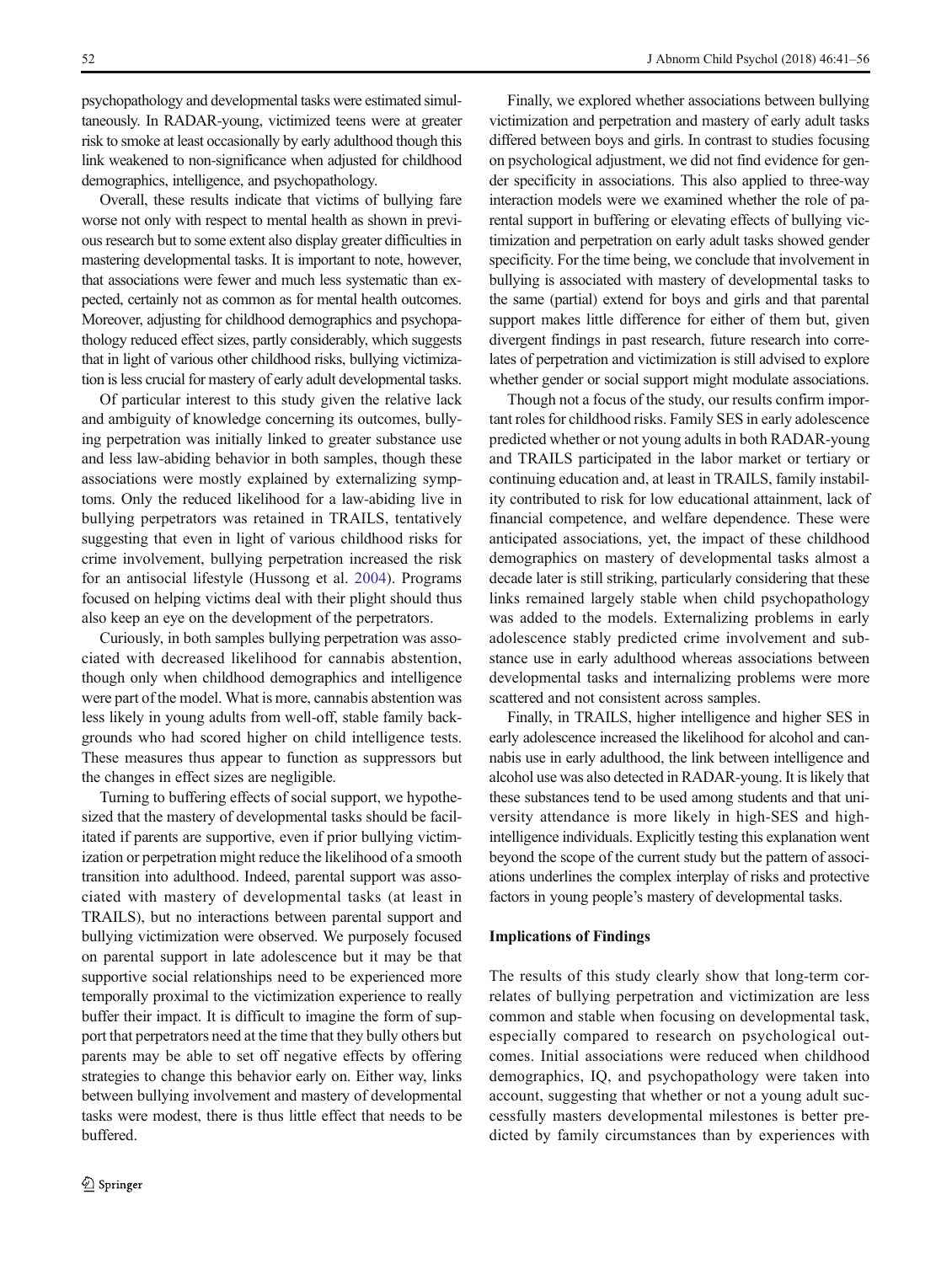psychopathology and developmental tasks were estimated simultaneously. In RADAR-young, victimized teens were at greater risk to smoke at least occasionally by early adulthood though this link weakened to non-significance when adjusted for childhood demographics, intelligence, and psychopathology.

Overall, these results indicate that victims of bullying fare worse not only with respect to mental health as shown in previous research but to some extent also display greater difficulties in mastering developmental tasks. It is important to note, however, that associations were fewer and much less systematic than expected, certainly not as common as for mental health outcomes. Moreover, adjusting for childhood demographics and psychopathology reduced effect sizes, partly considerably, which suggests that in light of various other childhood risks, bullying victimization is less crucial for mastery of early adult developmental tasks.

Of particular interest to this study given the relative lack and ambiguity of knowledge concerning its outcomes, bullying perpetration was initially linked to greater substance use and less law-abiding behavior in both samples, though these associations were mostly explained by externalizing symptoms. Only the reduced likelihood for a law-abiding live in bullying perpetrators was retained in TRAILS, tentatively suggesting that even in light of various childhood risks for crime involvement, bullying perpetration increased the risk for an antisocial lifestyle (Hussong et al. 2004). Programs focused on helping victims deal with their plight should thus also keep an eye on the development of the perpetrators.

Curiously, in both samples bullying perpetration was associated with decreased likelihood for cannabis abstention, though only when childhood demographics and intelligence were part of the model. What is more, cannabis abstention was less likely in young adults from well-off, stable family backgrounds who had scored higher on child intelligence tests. These measures thus appear to function as suppressors but the changes in effect sizes are negligible.

Turning to buffering effects of social support, we hypothesized that the mastery of developmental tasks should be facilitated if parents are supportive, even if prior bullying victimization or perpetration might reduce the likelihood of a smooth transition into adulthood. Indeed, parental support was associated with mastery of developmental tasks (at least in TRAILS), but no interactions between parental support and bullying victimization were observed. We purposely focused on parental support in late adolescence but it may be that supportive social relationships need to be experienced more temporally proximal to the victimization experience to really buffer their impact. It is difficult to imagine the form of support that perpetrators need at the time that they bully others but parents may be able to set off negative effects by offering strategies to change this behavior early on. Either way, links between bullying involvement and mastery of developmental tasks were modest, there is thus little effect that needs to be buffered.

Finally, we explored whether associations between bullying victimization and perpetration and mastery of early adult tasks differed between boys and girls. In contrast to studies focusing on psychological adjustment, we did not find evidence for gender specificity in associations. This also applied to three-way interaction models were we examined whether the role of parental support in buffering or elevating effects of bullying victimization and perpetration on early adult tasks showed gender specificity. For the time being, we conclude that involvement in bullying is associated with mastery of developmental tasks to the same (partial) extend for boys and girls and that parental support makes little difference for either of them but, given divergent findings in past research, future research into correlates of perpetration and victimization is still advised to explore whether gender or social support might modulate associations.

Though not a focus of the study, our results confirm important roles for childhood risks. Family SES in early adolescence predicted whether or not young adults in both RADAR-young and TRAILS participated in the labor market or tertiary or continuing education and, at least in TRAILS, family instability contributed to risk for low educational attainment, lack of financial competence, and welfare dependence. These were anticipated associations, yet, the impact of these childhood demographics on mastery of developmental tasks almost a decade later is still striking, particularly considering that these links remained largely stable when child psychopathology was added to the models. Externalizing problems in early adolescence stably predicted crime involvement and substance use in early adulthood whereas associations between developmental tasks and internalizing problems were more scattered and not consistent across samples.

Finally, in TRAILS, higher intelligence and higher SES in early adolescence increased the likelihood for alcohol and cannabis use in early adulthood, the link between intelligence and alcohol use was also detected in RADAR-young. It is likely that these substances tend to be used among students and that university attendance is more likely in high-SES and high-intelligence individuals. Explicitly testing this explanation went beyond the scope of the current study but the pattern of associations underlines the complex interplay of risks and protective factors in young people's mastery of developmental tasks.

### Implications of Findings

The results of this study clearly show that long-term correlates of bullying perpetration and victimization are less common and stable when focusing on developmental task, especially compared to research on psychological outcomes. Initial associations were reduced when childhood demographics, IQ, and psychopathology were taken into account, suggesting that whether or not a young adult successfully masters developmental milestones is better predicted by family circumstances than by experiences with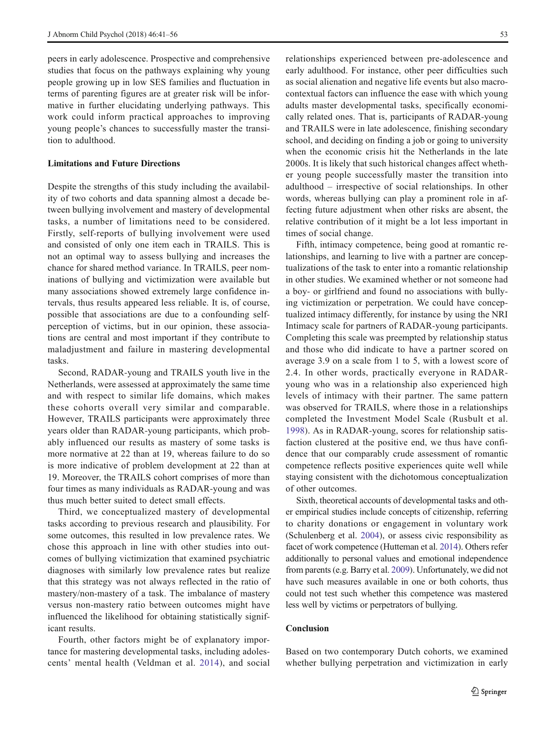peers in early adolescence. Prospective and comprehensive studies that focus on the pathways explaining why young people growing up in low SES families and fluctuation in terms of parenting figures are at greater risk will be informative in further elucidating underlying pathways. This work could inform practical approaches to improving young people's chances to successfully master the transition to adulthood.

### Limitations and Future Directions

Despite the strengths of this study including the availability of two cohorts and data spanning almost a decade between bullying involvement and mastery of developmental tasks, a number of limitations need to be considered. Firstly, self-reports of bullying involvement were used and consisted of only one item each in TRAILS. This is not an optimal way to assess bullying and increases the chance for shared method variance. In TRAILS, peer nominations of bullying and victimization were available but many associations showed extremely large confidence intervals, thus results appeared less reliable. It is, of course, possible that associations are due to a confounding self-perception of victims, but in our opinion, these associations are central and most important if they contribute to maladjustment and failure in mastering developmental tasks.

Second, RADAR-young and TRAILS youth live in the Netherlands, were assessed at approximately the same time and with respect to similar life domains, which makes these cohorts overall very similar and comparable. However, TRAILS participants were approximately three years older than RADAR-young participants, which probably influenced our results as mastery of some tasks is more normative at 22 than at 19, whereas failure to do so is more indicative of problem development at 22 than at 19. Moreover, the TRAILS cohort comprises of more than four times as many individuals as RADAR-young and was thus much better suited to detect small effects.

Third, we conceptualized mastery of developmental tasks according to previous research and plausibility. For some outcomes, this resulted in low prevalence rates. We chose this approach in line with other studies into outcomes of bullying victimization that examined psychiatric diagnoses with similarly low prevalence rates but realize that this strategy was not always reflected in the ratio of mastery/non-mastery of a task. The imbalance of mastery versus non-mastery ratio between outcomes might have influenced the likelihood for obtaining statistically significant results.

Fourth, other factors might be of explanatory importance for mastering developmental tasks, including adolescents' mental health (Veldman et al. 2014), and social relationships experienced between pre-adolescence and early adulthood. For instance, other peer difficulties such as social alienation and negative life events but also macro-contextual factors can influence the ease with which young adults master developmental tasks, specifically economically related ones. That is, participants of RADAR-young and TRAILS were in late adolescence, finishing secondary school, and deciding on finding a job or going to university when the economic crisis hit the Netherlands in the late 2000s. It is likely that such historical changes affect whether young people successfully master the transition into adulthood – irrespective of social relationships. In other words, whereas bullying can play a prominent role in affecting future adjustment when other risks are absent, the relative contribution of it might be a lot less important in times of social change.

Fifth, intimacy competence, being good at romantic relationships, and learning to live with a partner are conceptualizations of the task to enter into a romantic relationship in other studies. We examined whether or not someone had a boy- or girlfriend and found no associations with bullying victimization or perpetration. We could have conceptualized intimacy differently, for instance by using the NRI Intimacy scale for partners of RADAR-young participants. Completing this scale was preempted by relationship status and those who did indicate to have a partner scored on average 3.9 on a scale from 1 to 5, with a lowest score of 2.4. In other words, practically everyone in RADAR-young who was in a relationship also experienced high levels of intimacy with their partner. The same pattern was observed for TRAILS, where those in a relationships completed the Investment Model Scale (Rusbult et al. 1998). As in RADAR-young, scores for relationship satisfaction clustered at the positive end, we thus have confidence that our comparably crude assessment of romantic competence reflects positive experiences quite well while staying consistent with the dichotomous conceptualization of other outcomes.

Sixth, theoretical accounts of developmental tasks and other empirical studies include concepts of citizenship, referring to charity donations or engagement in voluntary work (Schulenberg et al. 2004), or assess civic responsibility as facet of work competence (Hutteman et al. 2014). Others refer additionally to personal values and emotional independence from parents (e.g. Barry et al. 2009). Unfortunately, we did not have such measures available in one or both cohorts, thus could not test such whether this competence was mastered less well by victims or perpetrators of bullying.

## Conclusion

Based on two contemporary Dutch cohorts, we examined whether bullying perpetration and victimization in early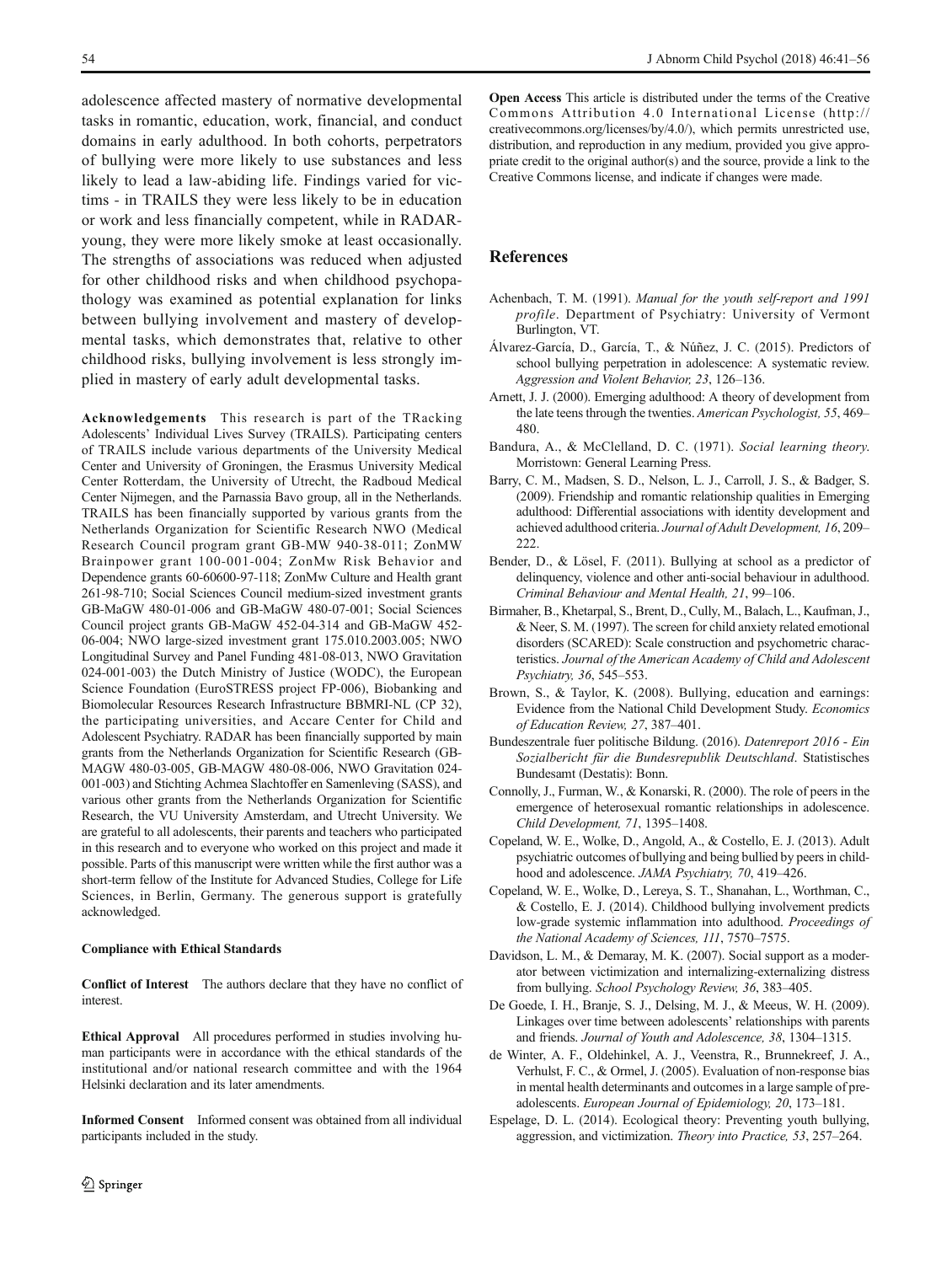adolescence affected mastery of normative developmental tasks in romantic, education, work, financial, and conduct domains in early adulthood. In both cohorts, perpetrators of bullying were more likely to use substances and less likely to lead a law-abiding life. Findings varied for victims - in TRAILS they were less likely to be in education or work and less financially competent, while in RADAR-young, they were more likely smoke at least occasionally. The strengths of associations was reduced when adjusted for other childhood risks and when childhood psychopathology was examined as potential explanation for links between bullying involvement and mastery of developmental tasks, which demonstrates that, relative to other childhood risks, bullying involvement is less strongly implied in mastery of early adult developmental tasks.

**Acknowledgements** This research is part of the TRacking Adolescents' Individual Lives Survey (TRAILS). Participating centers of TRAILS include various departments of the University Medical Center and University of Groningen, the Erasmus University Medical Center Rotterdam, the University of Utrecht, the Radboud Medical Center Nijmegen, and the Parnassia Bavo group, all in the Netherlands. TRAILS has been financially supported by various grants from the Netherlands Organization for Scientific Research NWO (Medical Research Council program grant GB-MW 940-38-011; ZonMW Brainpower grant 100-001-004; ZonMw Risk Behavior and Dependence grants 60-60600-97-118; ZonMw Culture and Health grant 261-98-710; Social Sciences Council medium-sized investment grants GB-MaGW 480-01-006 and GB-MaGW 480-07-001; Social Sciences Council project grants GB-MaGW 452-04-314 and GB-MaGW 452-06-004; NWO large-sized investment grant 175.010.2003.005; NWO Longitudinal Survey and Panel Funding 481-08-013, NWO Gravitation 024-001-003) the Dutch Ministry of Justice (WODC), the European Science Foundation (EuroSTRESS project FP-006), Biobanking and Biomolecular Resources Research Infrastructure BBMRI-NL (CP 32), the participating universities, and Accare Center for Child and Adolescent Psychiatry. RADAR has been financially supported by main grants from the Netherlands Organization for Scientific Research (GB-MAGW 480-03-005, GB-MAGW 480-08-006, NWO Gravitation 024-001-003) and Stichting Achmea Slachtoffer en Samenleving (SASS), and various other grants from the Netherlands Organization for Scientific Research, the VU University Amsterdam, and Utrecht University. We are grateful to all adolescents, their parents and teachers who participated in this research and to everyone who worked on this project and made it possible. Parts of this manuscript were written while the first author was a short-term fellow of the Institute for Advanced Studies, College for Life Sciences, in Berlin, Germany. The generous support is gratefully acknowledged.

**Compliance with Ethical Standards**

**Conflict of Interest** The authors declare that they have no conflict of interest.

**Ethical Approval** All procedures performed in studies involving human participants were in accordance with the ethical standards of the institutional and/or national research committee and with the 1964 Helsinki declaration and its later amendments.

**Informed Consent** Informed consent was obtained from all individual participants included in the study.

**Open Access** This article is distributed under the terms of the Creative Commons Attribution 4.0 International License (http://creativecommons.org/licenses/by/4.0/), which permits unrestricted use, distribution, and reproduction in any medium, provided you give appropriate credit to the original author(s) and the source, provide a link to the Creative Commons license, and indicate if changes were made.

## References

Achenbach, T. M. (1991). *Manual for the youth self-report and 1991 profile*. Department of Psychiatry: University of Vermont Burlington, VT.

Álvarez-García, D., García, T., & Núñez, J. C. (2015). Predictors of school bullying perpetration in adolescence: A systematic review. *Aggression and Violent Behavior, 23*, 126–136.

Arnett, J. J. (2000). Emerging adulthood: A theory of development from the late teens through the twenties. *American Psychologist, 55*, 469–480.

Bandura, A., & McClelland, D. C. (1971). *Social learning theory*. Morristown: General Learning Press.

Barry, C. M., Madsen, S. D., Nelson, L. J., Carroll, J. S., & Badger, S. (2009). Friendship and romantic relationship qualities in Emerging adulthood: Differential associations with identity development and achieved adulthood criteria. *Journal of Adult Development, 16*, 209–222.

Bender, D., & Lösel, F. (2011). Bullying at school as a predictor of delinquency, violence and other anti-social behaviour in adulthood. *Criminal Behaviour and Mental Health, 21*, 99–106.

Birmaher, B., Khetarpal, S., Brent, D., Cully, M., Balach, L., Kaufman, J., & Neer, S. M. (1997). The screen for child anxiety related emotional disorders (SCARED): Scale construction and psychometric characteristics. *Journal of the American Academy of Child and Adolescent Psychiatry, 36*, 545–553.

Brown, S., & Taylor, K. (2008). Bullying, education and earnings: Evidence from the National Child Development Study. *Economics of Education Review, 27*, 387–401.

Bundeszentrale fuer politische Bildung. (2016). *Datenreport 2016 - Ein Sozialbericht für die Bundesrepublik Deutschland*. Statistisches Bundesamt (Destatis): Bonn.

Connolly, J., Furman, W., & Konarski, R. (2000). The role of peers in the emergence of heterosexual romantic relationships in adolescence. *Child Development, 71*, 1395–1408.

Copeland, W. E., Wolke, D., Angold, A., & Costello, E. J. (2013). Adult psychiatric outcomes of bullying and being bullied by peers in childhood and adolescence. *JAMA Psychiatry, 70*, 419–426.

Copeland, W. E., Wolke, D., Lereya, S. T., Shanahan, L., Worthman, C., & Costello, E. J. (2014). Childhood bullying involvement predicts low-grade systemic inflammation into adulthood. *Proceedings of the National Academy of Sciences, 111*, 7570–7575.

Davidson, L. M., & Demaray, M. K. (2007). Social support as a moderator between victimization and internalizing-externalizing distress from bullying. *School Psychology Review, 36*, 383–405.

De Goede, I. H., Branje, S. J., Delsing, M. J., & Meeus, W. H. (2009). Linkages over time between adolescents' relationships with parents and friends. *Journal of Youth and Adolescence, 38*, 1304–1315.

de Winter, A. F., Oldehinkel, A. J., Veenstra, R., Brunnekreef, J. A., Verhulst, F. C., & Ormel, J. (2005). Evaluation of non-response bias in mental health determinants and outcomes in a large sample of pre-adolescents. *European Journal of Epidemiology, 20*, 173–181.

Espelage, D. L. (2014). Ecological theory: Preventing youth bullying, aggression, and victimization. *Theory into Practice, 53*, 257–264.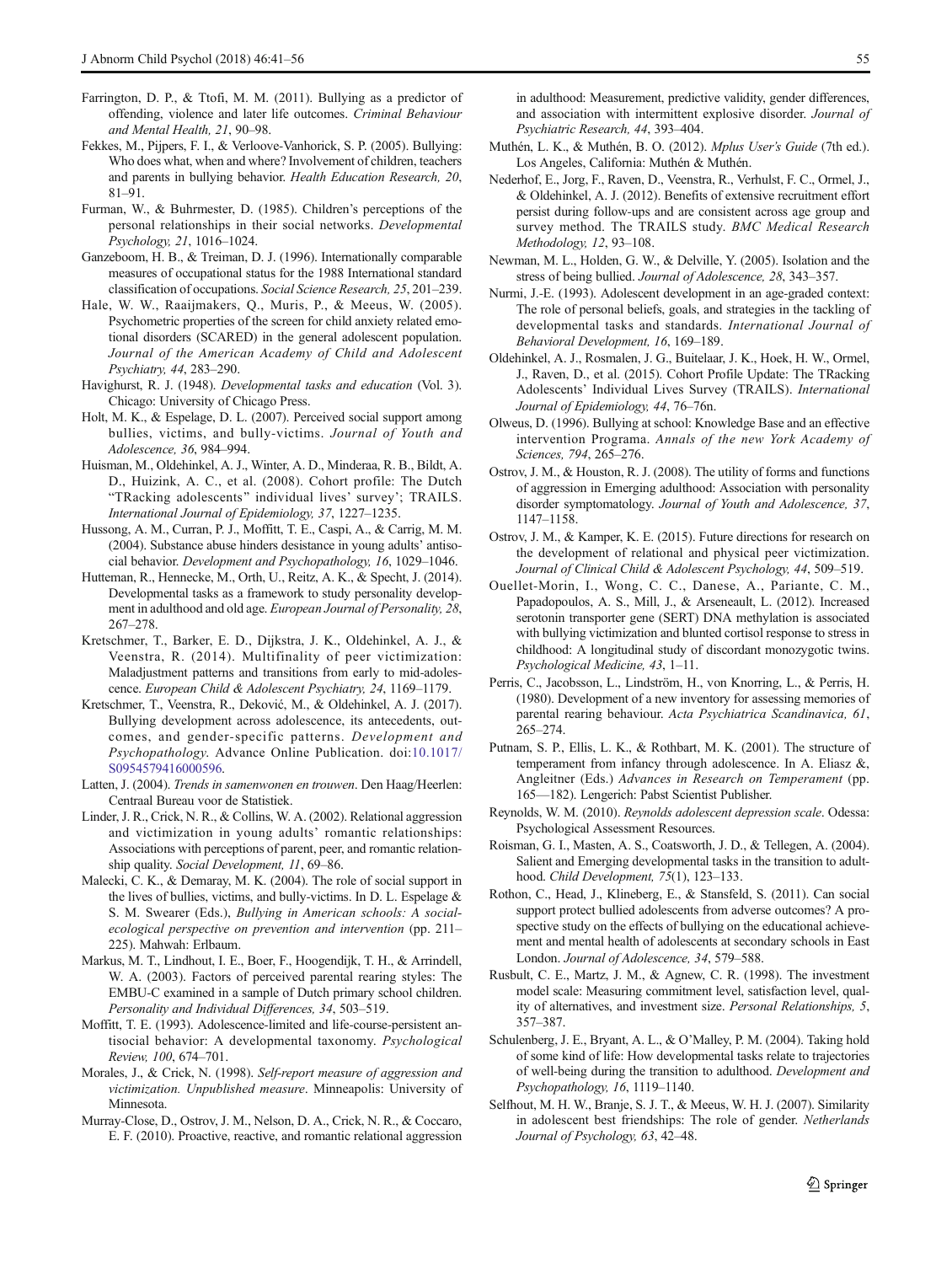Farrington, D. P., & Ttofi, M. M. (2011). Bullying as a predictor of offending, violence and later life outcomes. *Criminal Behaviour and Mental Health, 21*, 90–98.

Fekkes, M., Pijpers, F. I., & Verloove-Vanhorick, S. P. (2005). Bullying: Who does what, when and where? Involvement of children, teachers and parents in bullying behavior. *Health Education Research, 20*, 81–91.

Furman, W., & Buhrmester, D. (1985). Children's perceptions of the personal relationships in their social networks. *Developmental Psychology, 21*, 1016–1024.

Ganzeboom, H. B., & Treiman, D. J. (1996). Internationally comparable measures of occupational status for the 1988 International standard classification of occupations. *Social Science Research, 25*, 201–239.

Hale, W. W., Raaijmakers, Q., Muris, P., & Meeus, W. (2005). Psychometric properties of the screen for child anxiety related emotional disorders (SCARED) in the general adolescent population. *Journal of the American Academy of Child and Adolescent Psychiatry, 44*, 283–290.

Havighurst, R. J. (1948). *Developmental tasks and education* (Vol. 3). Chicago: University of Chicago Press.

Holt, M. K., & Espelage, D. L. (2007). Perceived social support among bullies, victims, and bully-victims. *Journal of Youth and Adolescence, 36*, 984–994.

Huisman, M., Oldehinkel, A. J., Winter, A. D., Minderaa, R. B., Bildt, A. D., Huizink, A. C., et al. (2008). Cohort profile: The Dutch "TRacking adolescents" individual lives' survey'; TRAILS. *International Journal of Epidemiology, 37*, 1227–1235.

Hussong, A. M., Curran, P. J., Moffitt, T. E., Caspi, A., & Carrig, M. M. (2004). Substance abuse hinders desistance in young adults' antisocial behavior. *Development and Psychopathology, 16*, 1029–1046.

Hutteman, R., Hennecke, M., Orth, U., Reitz, A. K., & Specht, J. (2014). Developmental tasks as a framework to study personality development in adulthood and old age. *European Journal of Personality, 28*, 267–278.

Kretschmer, T., Barker, E. D., Dijkstra, J. K., Oldehinkel, A. J., & Veenstra, R. (2014). Multifinality of peer victimization: Maladjustment patterns and transitions from early to mid-adolescence. *European Child & Adolescent Psychiatry, 24*, 1169–1179.

Kretschmer, T., Veenstra, R., Deković, M., & Oldehinkel, A. J. (2017). Bullying development across adolescence, its antecedents, outcomes, and gender-specific patterns. *Development and Psychopathology*. Advance Online Publication. doi:10.1017/S0954579416000596.

Latten, J. (2004). *Trends in samenwonen en trouwen*. Den Haag/Heerlen: Centraal Bureau voor de Statistiek.

Linder, J. R., Crick, N. R., & Collins, W. A. (2002). Relational aggression and victimization in young adults' romantic relationships: Associations with perceptions of parent, peer, and romantic relationship quality. *Social Development, 11*, 69–86.

Malecki, C. K., & Demaray, M. K. (2004). The role of social support in the lives of bullies, victims, and bully-victims. In D. L. Espelage & S. M. Swearer (Eds.), *Bullying in American schools: A social-ecological perspective on prevention and intervention* (pp. 211–225). Mahwah: Erlbaum.

Markus, M. T., Lindhout, I. E., Boer, F., Hoogendijk, T. H., & Arrindell, W. A. (2003). Factors of perceived parental rearing styles: The EMBU-C examined in a sample of Dutch primary school children. *Personality and Individual Differences, 34*, 503–519.

Moffitt, T. E. (1993). Adolescence-limited and life-course-persistent antisocial behavior: A developmental taxonomy. *Psychological Review, 100*, 674–701.

Morales, J., & Crick, N. (1998). *Self-report measure of aggression and victimization. Unpublished measure*. Minneapolis: University of Minnesota.

Murray-Close, D., Ostrov, J. M., Nelson, D. A., Crick, N. R., & Coccaro, E. F. (2010). Proactive, reactive, and romantic relational aggression in adulthood: Measurement, predictive validity, gender differences, and association with intermittent explosive disorder. *Journal of Psychiatric Research, 44*, 393–404.

Muthén, L. K., & Muthén, B. O. (2012). *Mplus User's Guide* (7th ed.). Los Angeles, California: Muthén & Muthén.

Nederhof, E., Jorg, F., Raven, D., Veenstra, R., Verhulst, F. C., Ormel, J., & Oldehinkel, A. J. (2012). Benefits of extensive recruitment effort persist during follow-ups and are consistent across age group and survey method. The TRAILS study. *BMC Medical Research Methodology, 12*, 93–108.

Newman, M. L., Holden, G. W., & Delville, Y. (2005). Isolation and the stress of being bullied. *Journal of Adolescence, 28*, 343–357.

Nurmi, J.-E. (1993). Adolescent development in an age-graded context: The role of personal beliefs, goals, and strategies in the tackling of developmental tasks and standards. *International Journal of Behavioral Development, 16*, 169–189.

Oldehinkel, A. J., Rosmalen, J. G., Buitelaar, J. K., Hoek, H. W., Ormel, J., Raven, D., et al. (2015). Cohort Profile Update: The TRacking Adolescents' Individual Lives Survey (TRAILS). *International Journal of Epidemiology, 44*, 76–76n.

Olweus, D. (1996). Bullying at school: Knowledge Base and an effective intervention Programa. *Annals of the new York Academy of Sciences, 794*, 265–276.

Ostrov, J. M., & Houston, R. J. (2008). The utility of forms and functions of aggression in Emerging adulthood: Association with personality disorder symptomatology. *Journal of Youth and Adolescence, 37*, 1147–1158.

Ostrov, J. M., & Kamper, K. E. (2015). Future directions for research on the development of relational and physical peer victimization. *Journal of Clinical Child & Adolescent Psychology, 44*, 509–519.

Ouellet-Morin, I., Wong, C. C., Danese, A., Pariante, C. M., Papadopoulos, A. S., Mill, J., & Arseneault, L. (2012). Increased serotonin transporter gene (SERT) DNA methylation is associated with bullying victimization and blunted cortisol response to stress in childhood: A longitudinal study of discordant monozygotic twins. *Psychological Medicine, 43*, 1–11.

Perris, C., Jacobsson, L., Lindström, H., von Knorring, L., & Perris, H. (1980). Development of a new inventory for assessing memories of parental rearing behaviour. *Acta Psychiatrica Scandinavica, 61*, 265–274.

Putnam, S. P., Ellis, L. K., & Rothbart, M. K. (2001). The structure of temperament from infancy through adolescence. In A. Eliasz &, Angleitner (Eds.) *Advances in Research on Temperament* (pp. 165—182). Lengerich: Pabst Scientist Publisher.

Reynolds, W. M. (2010). *Reynolds adolescent depression scale*. Odessa: Psychological Assessment Resources.

Roisman, G. I., Masten, A. S., Coatsworth, J. D., & Tellegen, A. (2004). Salient and Emerging developmental tasks in the transition to adulthood. *Child Development, 75*(1), 123–133.

Rothon, C., Head, J., Klineberg, E., & Stansfeld, S. (2011). Can social support protect bullied adolescents from adverse outcomes? A prospective study on the effects of bullying on the educational achievement and mental health of adolescents at secondary schools in East London. *Journal of Adolescence, 34*, 579–588.

Rusbult, C. E., Martz, J. M., & Agnew, C. R. (1998). The investment model scale: Measuring commitment level, satisfaction level, quality of alternatives, and investment size. *Personal Relationships, 5*, 357–387.

Schulenberg, J. E., Bryant, A. L., & O'Malley, P. M. (2004). Taking hold of some kind of life: How developmental tasks relate to trajectories of well-being during the transition to adulthood. *Development and Psychopathology, 16*, 1119–1140.

Selfhout, M. H. W., Branje, S. J. T., & Meeus, W. H. J. (2007). Similarity in adolescent best friendships: The role of gender. *Netherlands Journal of Psychology, 63*, 42–48.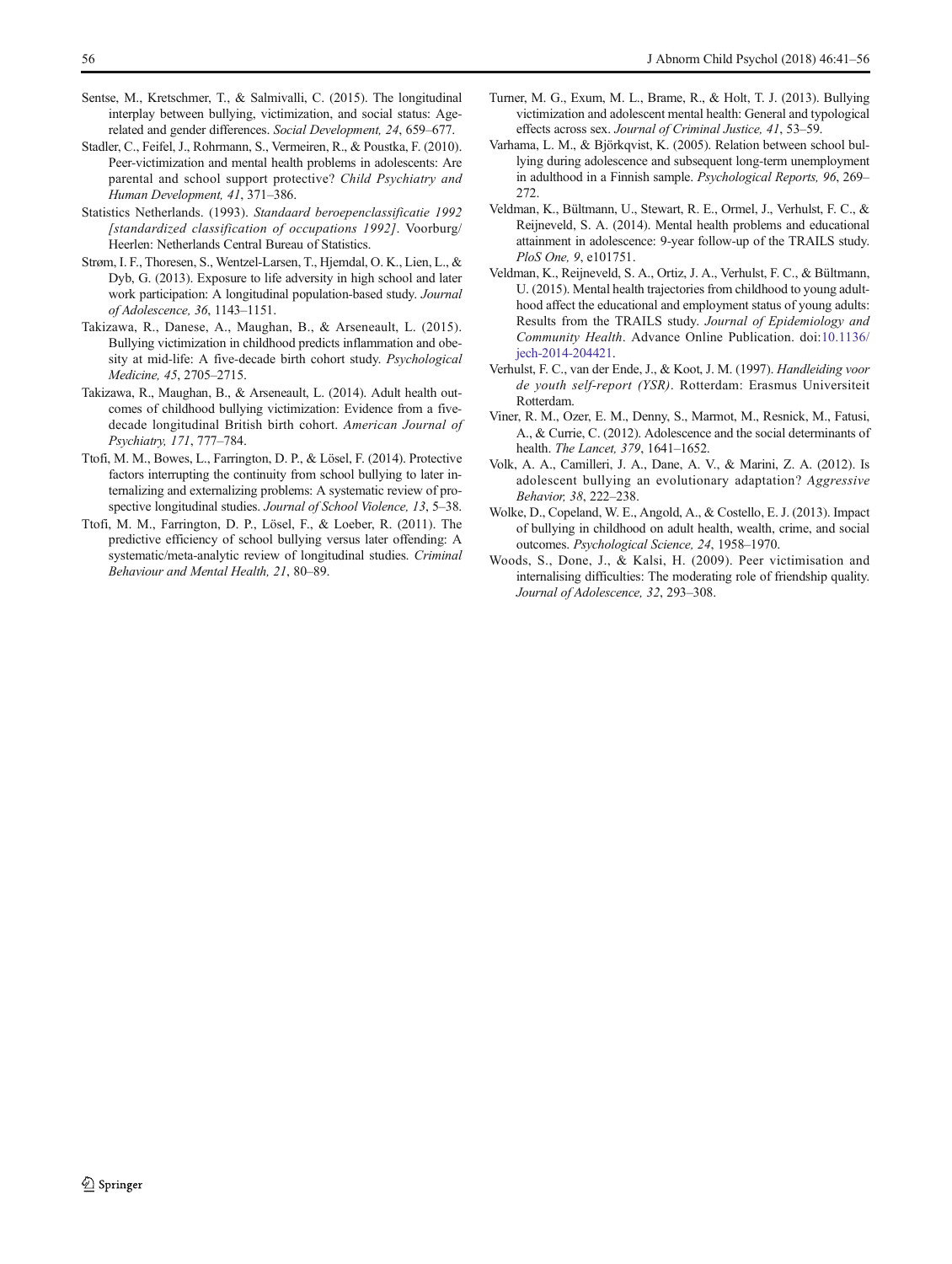Sentse, M., Kretschmer, T., & Salmivalli, C. (2015). The longitudinal interplay between bullying, victimization, and social status: Age-related and gender differences. *Social Development, 24*, 659–677.

Stadler, C., Feifel, J., Rohrmann, S., Vermeiren, R., & Poustka, F. (2010). Peer-victimization and mental health problems in adolescents: Are parental and school support protective? *Child Psychiatry and Human Development, 41*, 371–386.

Statistics Netherlands. (1993). *Standaard beroepenclassificatie 1992 [standardized classification of occupations 1992]*. Voorburg/Heerlen: Netherlands Central Bureau of Statistics.

Strøm, I. F., Thoresen, S., Wentzel-Larsen, T., Hjemdal, O. K., Lien, L., & Dyb, G. (2013). Exposure to life adversity in high school and later work participation: A longitudinal population-based study. *Journal of Adolescence, 36*, 1143–1151.

Takizawa, R., Danese, A., Maughan, B., & Arseneault, L. (2015). Bullying victimization in childhood predicts inflammation and obesity at mid-life: A five-decade birth cohort study. *Psychological Medicine, 45*, 2705–2715.

Takizawa, R., Maughan, B., & Arseneault, L. (2014). Adult health outcomes of childhood bullying victimization: Evidence from a five-decade longitudinal British birth cohort. *American Journal of Psychiatry, 171*, 777–784.

Ttofi, M. M., Bowes, L., Farrington, D. P., & Lösel, F. (2014). Protective factors interrupting the continuity from school bullying to later internalizing and externalizing problems: A systematic review of prospective longitudinal studies. *Journal of School Violence, 13*, 5–38.

Ttofi, M. M., Farrington, D. P., Lösel, F., & Loeber, R. (2011). The predictive efficiency of school bullying versus later offending: A systematic/meta-analytic review of longitudinal studies. *Criminal Behaviour and Mental Health, 21*, 80–89.

Turner, M. G., Exum, M. L., Brame, R., & Holt, T. J. (2013). Bullying victimization and adolescent mental health: General and typological effects across sex. *Journal of Criminal Justice, 41*, 53–59.

Varhama, L. M., & Björkqvist, K. (2005). Relation between school bullying during adolescence and subsequent long-term unemployment in adulthood in a Finnish sample. *Psychological Reports, 96*, 269–272.

Veldman, K., Bültmann, U., Stewart, R. E., Ormel, J., Verhulst, F. C., & Reijneveld, S. A. (2014). Mental health problems and educational attainment in adolescence: 9-year follow-up of the TRAILS study. *PloS One, 9*, e101751.

Veldman, K., Reijneveld, S. A., Ortiz, J. A., Verhulst, F. C., & Bültmann, U. (2015). Mental health trajectories from childhood to young adulthood affect the educational and employment status of young adults: Results from the TRAILS study. *Journal of Epidemiology and Community Health*. Advance Online Publication. doi:10.1136/jech-2014-204421.

Verhulst, F. C., van der Ende, J., & Koot, J. M. (1997). *Handleiding voor de youth self-report (YSR)*. Rotterdam: Erasmus Universiteit Rotterdam.

Viner, R. M., Ozer, E. M., Denny, S., Marmot, M., Resnick, M., Fatusi, A., & Currie, C. (2012). Adolescence and the social determinants of health. *The Lancet, 379*, 1641–1652.

Volk, A. A., Camilleri, J. A., Dane, A. V., & Marini, Z. A. (2012). Is adolescent bullying an evolutionary adaptation? *Aggressive Behavior, 38*, 222–238.

Wolke, D., Copeland, W. E., Angold, A., & Costello, E. J. (2013). Impact of bullying in childhood on adult health, wealth, crime, and social outcomes. *Psychological Science, 24*, 1958–1970.

Woods, S., Done, J., & Kalsi, H. (2009). Peer victimisation and internalising difficulties: The moderating role of friendship quality. *Journal of Adolescence, 32*, 293–308.